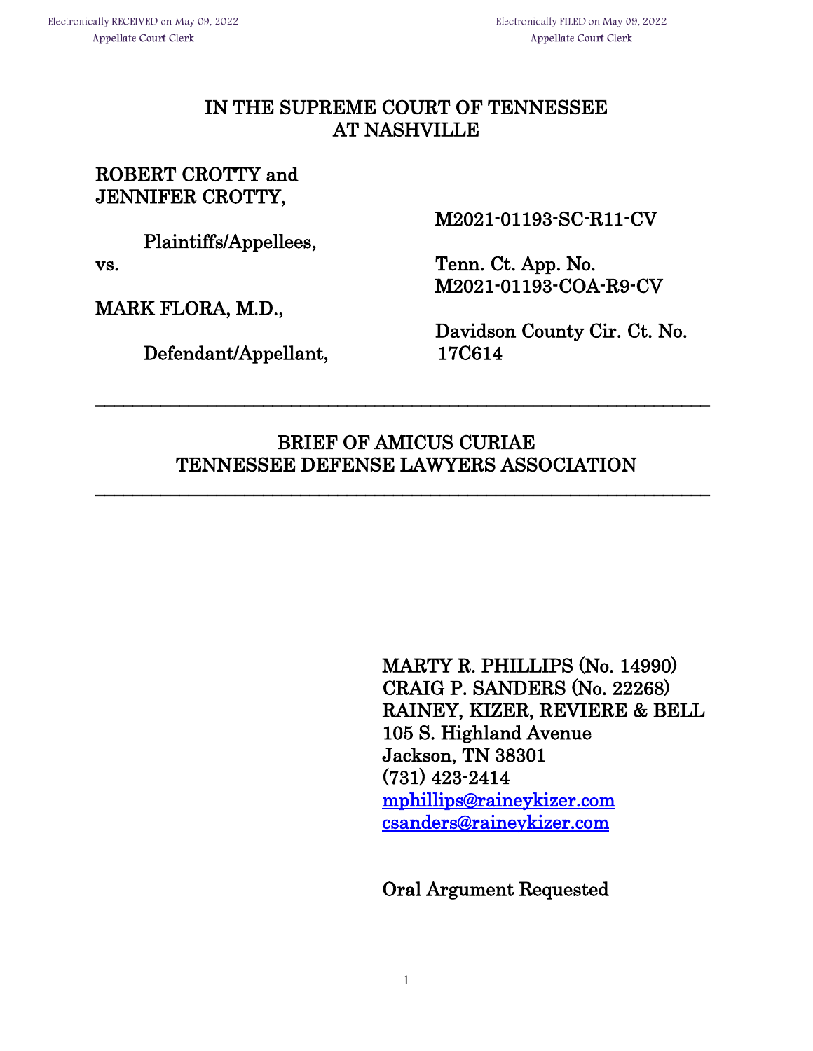Electronically RECEIVED on May 09, 2022
Appellate Court Clerk

Electronically FILED on May 09, 2022
Appellate Court Clerk

# IN THE SUPREME COURT OF TENNESSEE AT NASHVILLE

ROBERT CROTTY and
JENNIFER CROTTY,

Plaintiffs/Appellees,

vs.

MARK FLORA, M.D.,

Defendant/Appellant,

M2021-01193-SC-R11-CV

Tenn. Ct. App. No.
M2021-01193-COA-R9-CV

Davidson County Cir. Ct. No.
17C614

---

## BRIEF OF AMICUS CURIAE TENNESSEE DEFENSE LAWYERS ASSOCIATION

---

MARTY R. PHILLIPS (No. 14990)
CRAIG P. SANDERS (No. 22268)
RAINEY, KIZER, REVIERE & BELL
105 S. Highland Avenue
Jackson, TN 38301
(731) 423-2414
mphillips@raineykizer.com
csanders@raineykizer.com

Oral Argument Requested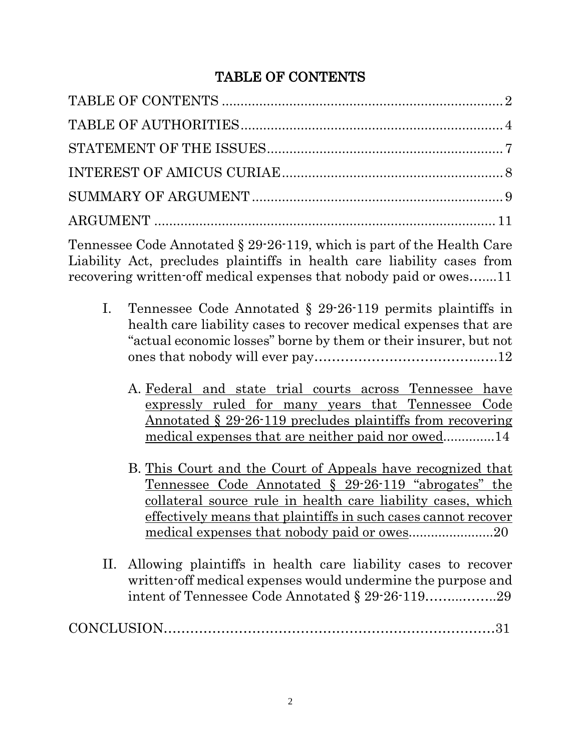# TABLE OF CONTENTS

TABLE OF CONTENTS ........................................................................ 2

TABLE OF AUTHORITIES .................................................................... 4

STATEMENT OF THE ISSUES ............................................................... 7

INTEREST OF AMICUS CURIAE ........................................................... 8

SUMMARY OF ARGUMENT ................................................................... 9

ARGUMENT ........................................................................................ 11

Tennessee Code Annotated § 29-26-119, which is part of the Health Care Liability Act, precludes plaintiffs in health care liability cases from recovering written-off medical expenses that nobody paid or owes.......11

- I. Tennessee Code Annotated § 29-26-119 permits plaintiffs in health care liability cases to recover medical expenses that are "actual economic losses" borne by them or their insurer, but not ones that nobody will ever pay..........................................12

  - A. <u>Federal and state trial courts across Tennessee have expressly ruled for many years that Tennessee Code Annotated § 29-26-119 precludes plaintiffs from recovering medical expenses that are neither paid nor owed</u>.............14

  - B. <u>This Court and the Court of Appeals have recognized that Tennessee Code Annotated § 29-26-119 "abrogates" the collateral source rule in health care liability cases, which effectively means that plaintiffs in such cases cannot recover medical expenses that nobody paid or owes</u>.......................20

- II. Allowing plaintiffs in health care liability cases to recover written-off medical expenses would undermine the purpose and intent of Tennessee Code Annotated § 29-26-119..................29

CONCLUSION..........................................................................31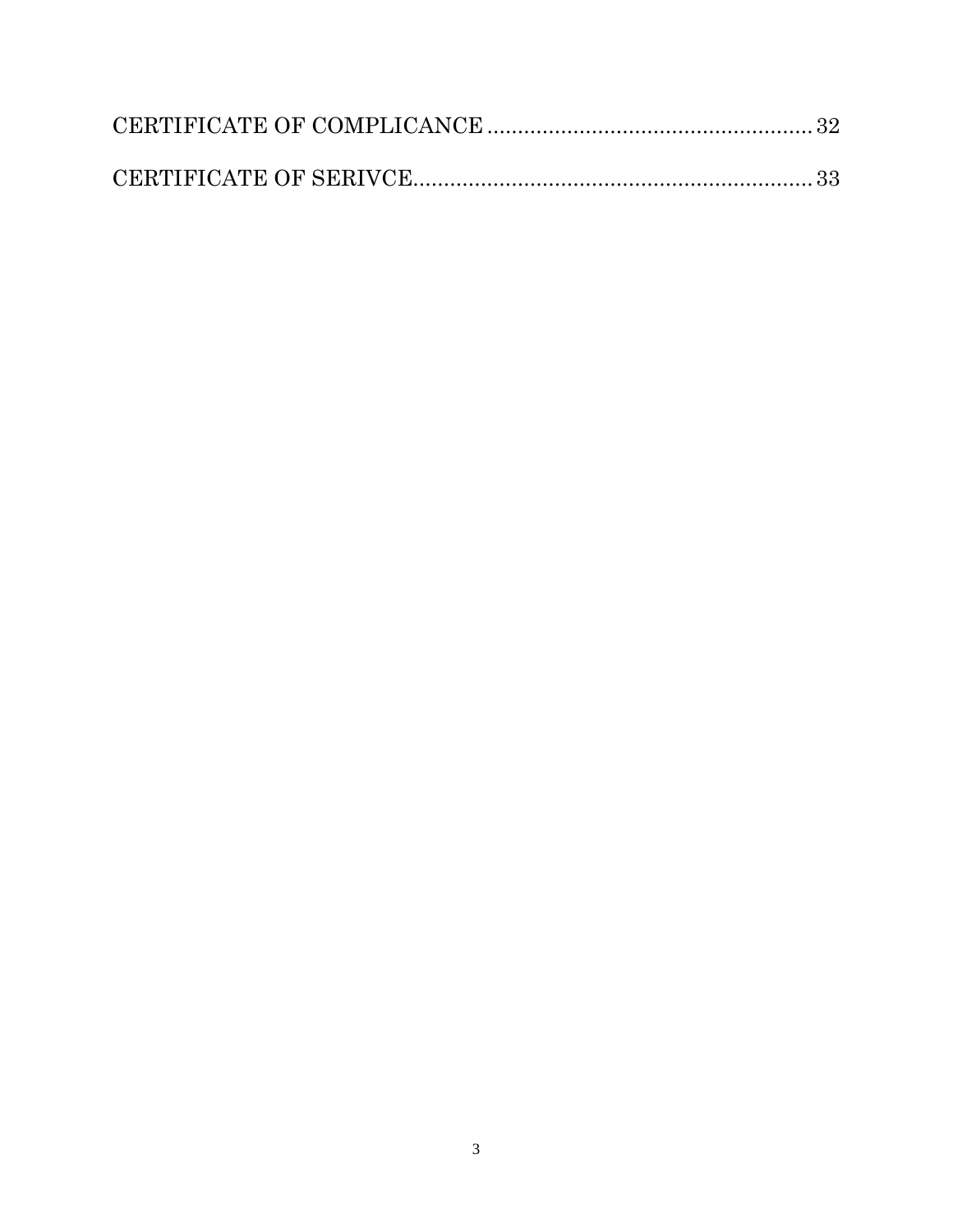CERTIFICATE OF COMPLICANCE .................................................... 32

CERTIFICATE OF SERIVCE................................................................ 33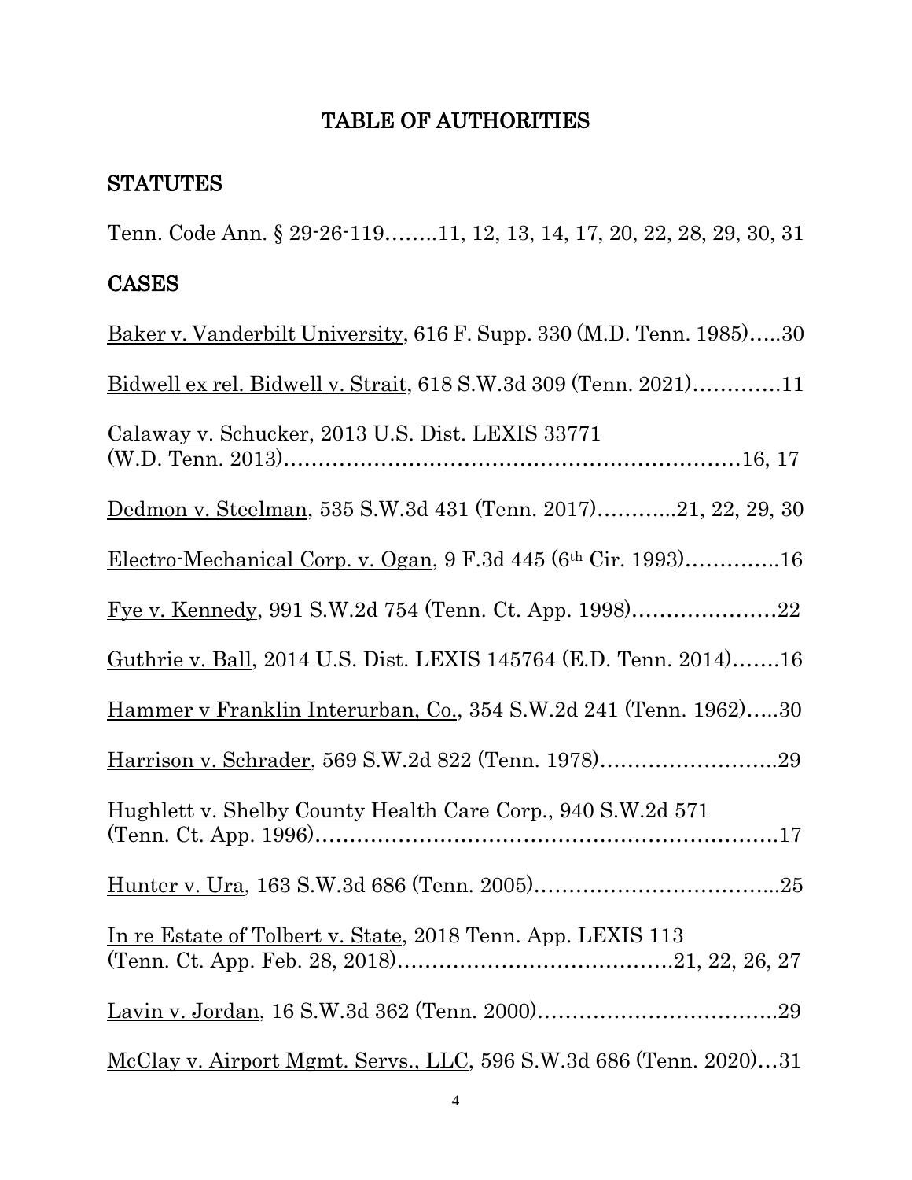# TABLE OF AUTHORITIES

## STATUTES

Tenn. Code Ann. § 29-26-119........11, 12, 13, 14, 17, 20, 22, 28, 29, 30, 31

## CASES

Baker v. Vanderbilt University, 616 F. Supp. 330 (M.D. Tenn. 1985).....30

Bidwell ex rel. Bidwell v. Strait, 618 S.W.3d 309 (Tenn. 2021).............11

Calaway v. Schucker, 2013 U.S. Dist. LEXIS 33771 (W.D. Tenn. 2013)...........................................................16, 17

Dedmon v. Steelman, 535 S.W.3d 431 (Tenn. 2017)............21, 22, 29, 30

Electro-Mechanical Corp. v. Ogan, 9 F.3d 445 (6th Cir. 1993)..............16

Fye v. Kennedy, 991 S.W.2d 754 (Tenn. Ct. App. 1998).....................22

Guthrie v. Ball, 2014 U.S. Dist. LEXIS 145764 (E.D. Tenn. 2014).......16

Hammer v Franklin Interurban, Co., 354 S.W.2d 241 (Tenn. 1962).....30

Harrison v. Schrader, 569 S.W.2d 822 (Tenn. 1978)..........................29

Hughlett v. Shelby County Health Care Corp., 940 S.W.2d 571 (Tenn. Ct. App. 1996).....................................................................17

Hunter v. Ura, 163 S.W.3d 686 (Tenn. 2005)....................................25

In re Estate of Tolbert v. State, 2018 Tenn. App. LEXIS 113 (Tenn. Ct. App. Feb. 28, 2018)........................................21, 22, 26, 27

Lavin v. Jordan, 16 S.W.3d 362 (Tenn. 2000)...................................29

McClay v. Airport Mgmt. Servs., LLC, 596 S.W.3d 686 (Tenn. 2020)...31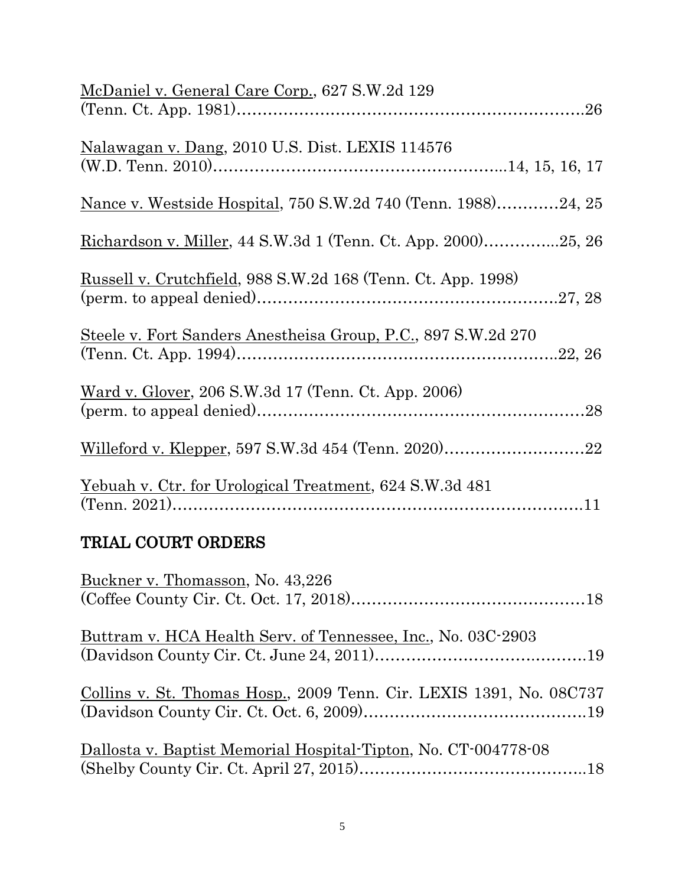McDaniel v. General Care Corp., 627 S.W.2d 129 (Tenn. Ct. App. 1981)……………………………………………………………26

Nalawagan v. Dang, 2010 U.S. Dist. LEXIS 114576 (W.D. Tenn. 2010)………………………………………………...14, 15, 16, 17

Nance v. Westside Hospital, 750 S.W.2d 740 (Tenn. 1988)…………24, 25

Richardson v. Miller, 44 S.W.3d 1 (Tenn. Ct. App. 2000)…………...25, 26

Russell v. Crutchfield, 988 S.W.2d 168 (Tenn. Ct. App. 1998) (perm. to appeal denied)…………………………………………………27, 28

Steele v. Fort Sanders Anestheisa Group, P.C., 897 S.W.2d 270 (Tenn. Ct. App. 1994)……………………………………………………..22, 26

Ward v. Glover, 206 S.W.3d 17 (Tenn. Ct. App. 2006) (perm. to appeal denied)……………………………………………………28

Willeford v. Klepper, 597 S.W.3d 454 (Tenn. 2020)………………………22

Yebuah v. Ctr. for Urological Treatment, 624 S.W.3d 481 (Tenn. 2021)……………………………………………………………………11

## TRIAL COURT ORDERS

Buckner v. Thomasson, No. 43,226 (Coffee County Cir. Ct. Oct. 17, 2018)………………………………………18

Buttram v. HCA Health Serv. of Tennessee, Inc., No. 03C-2903 (Davidson County Cir. Ct. June 24, 2011)…………………………………19

Collins v. St. Thomas Hosp., 2009 Tenn. Cir. LEXIS 1391, No. 08C737 (Davidson County Cir. Ct. Oct. 6, 2009)……………………………………19

Dallosta v. Baptist Memorial Hospital-Tipton, No. CT-004778-08 (Shelby County Cir. Ct. April 27, 2015)……………………………………..18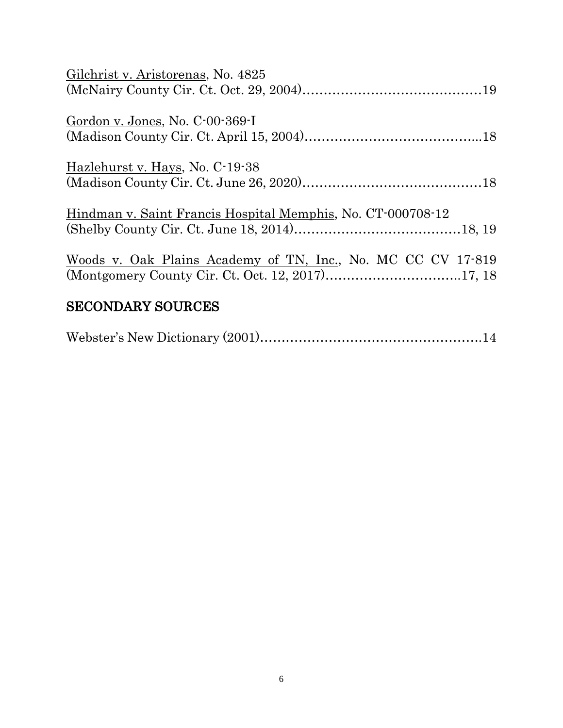<u>Gilchrist v. Aristorenas</u>, No. 4825
(McNairy County Cir. Ct. Oct. 29, 2004)……………………………………19

<u>Gordon v. Jones</u>, No. C-00-369-I
(Madison County Cir. Ct. April 15, 2004)…………………………………..18

<u>Hazlehurst v. Hays</u>, No. C-19-38
(Madison County Cir. Ct. June 26, 2020)……………………………………18

<u>Hindman v. Saint Francis Hospital Memphis</u>, No. CT-000708-12
(Shelby County Cir. Ct. June 18, 2014)…………………………………18, 19

<u>Woods v. Oak Plains Academy of TN, Inc.</u>, No. MC CC CV 17-819
(Montgomery County Cir. Ct. Oct. 12, 2017)…………………………..17, 18

## SECONDARY SOURCES

Webster's New Dictionary (2001)……………………………………………14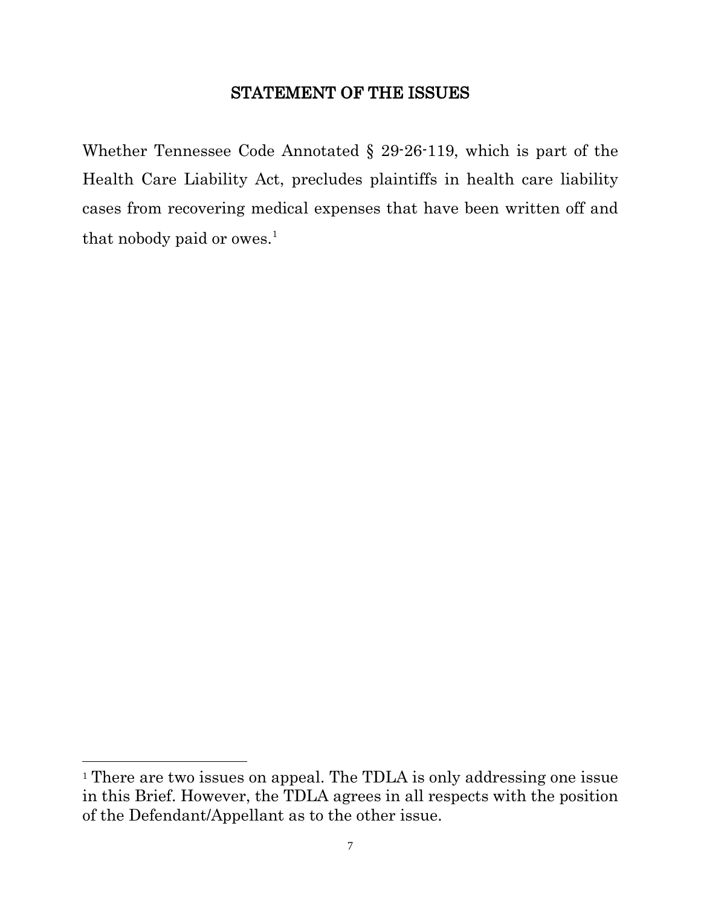## STATEMENT OF THE ISSUES

Whether Tennessee Code Annotated § 29-26-119, which is part of the Health Care Liability Act, precludes plaintiffs in health care liability cases from recovering medical expenses that have been written off and that nobody paid or owes.[1]

[1] There are two issues on appeal. The TDLA is only addressing one issue in this Brief. However, the TDLA agrees in all respects with the position of the Defendant/Appellant as to the other issue.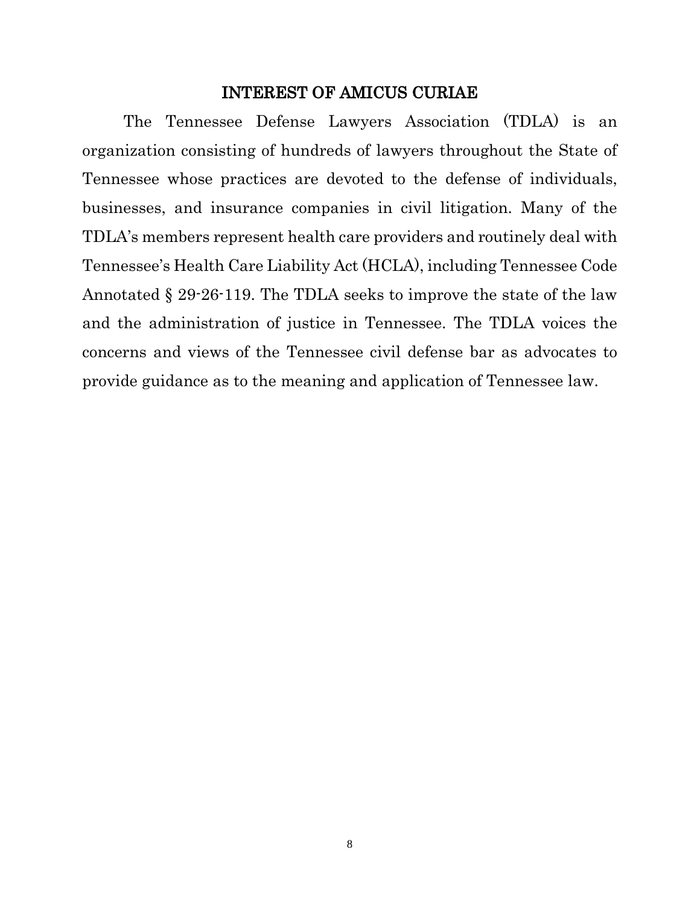# INTEREST OF AMICUS CURIAE

The Tennessee Defense Lawyers Association (TDLA) is an organization consisting of hundreds of lawyers throughout the State of Tennessee whose practices are devoted to the defense of individuals, businesses, and insurance companies in civil litigation. Many of the TDLA's members represent health care providers and routinely deal with Tennessee's Health Care Liability Act (HCLA), including Tennessee Code Annotated § 29-26-119. The TDLA seeks to improve the state of the law and the administration of justice in Tennessee. The TDLA voices the concerns and views of the Tennessee civil defense bar as advocates to provide guidance as to the meaning and application of Tennessee law.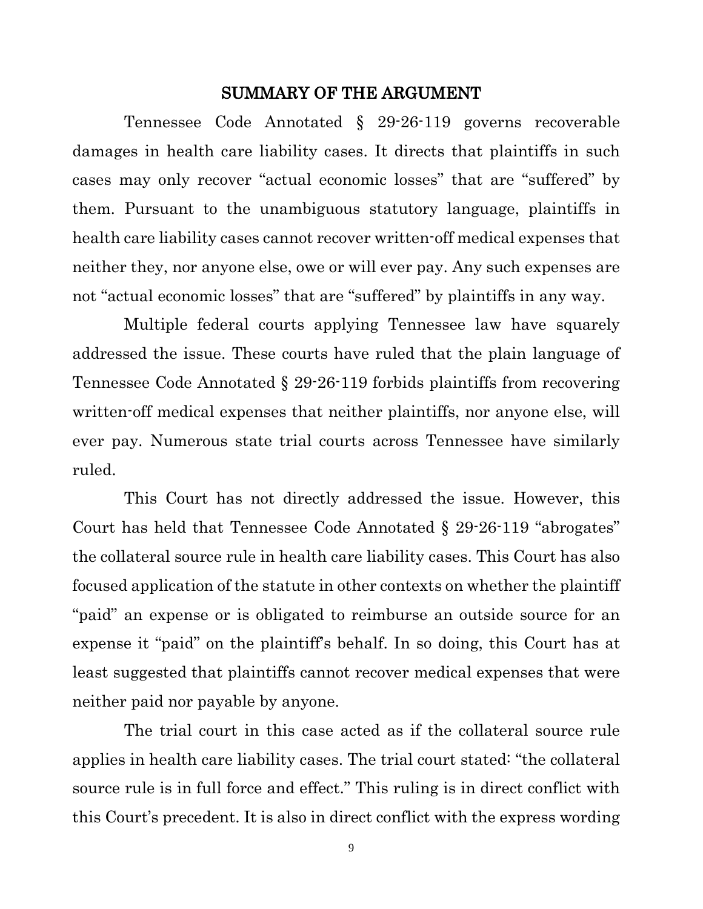## SUMMARY OF THE ARGUMENT

Tennessee Code Annotated § 29-26-119 governs recoverable damages in health care liability cases. It directs that plaintiffs in such cases may only recover "actual economic losses" that are "suffered" by them. Pursuant to the unambiguous statutory language, plaintiffs in health care liability cases cannot recover written-off medical expenses that neither they, nor anyone else, owe or will ever pay. Any such expenses are not "actual economic losses" that are "suffered" by plaintiffs in any way.

Multiple federal courts applying Tennessee law have squarely addressed the issue. These courts have ruled that the plain language of Tennessee Code Annotated § 29-26-119 forbids plaintiffs from recovering written-off medical expenses that neither plaintiffs, nor anyone else, will ever pay. Numerous state trial courts across Tennessee have similarly ruled.

This Court has not directly addressed the issue. However, this Court has held that Tennessee Code Annotated § 29-26-119 "abrogates" the collateral source rule in health care liability cases. This Court has also focused application of the statute in other contexts on whether the plaintiff "paid" an expense or is obligated to reimburse an outside source for an expense it "paid" on the plaintiff's behalf. In so doing, this Court has at least suggested that plaintiffs cannot recover medical expenses that were neither paid nor payable by anyone.

The trial court in this case acted as if the collateral source rule applies in health care liability cases. The trial court stated: "the collateral source rule is in full force and effect." This ruling is in direct conflict with this Court's precedent. It is also in direct conflict with the express wording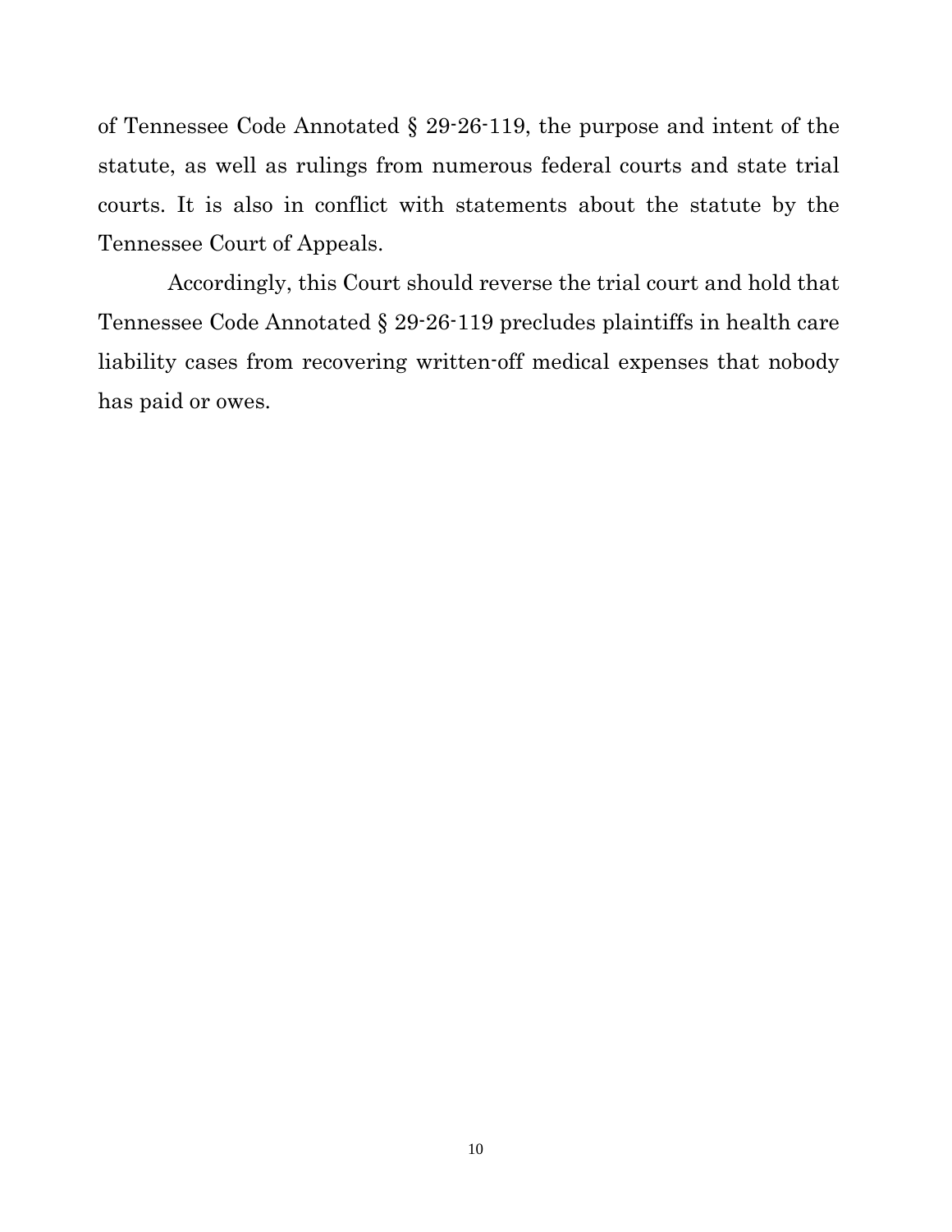of Tennessee Code Annotated § 29-26-119, the purpose and intent of the statute, as well as rulings from numerous federal courts and state trial courts. It is also in conflict with statements about the statute by the Tennessee Court of Appeals.

Accordingly, this Court should reverse the trial court and hold that Tennessee Code Annotated § 29-26-119 precludes plaintiffs in health care liability cases from recovering written-off medical expenses that nobody has paid or owes.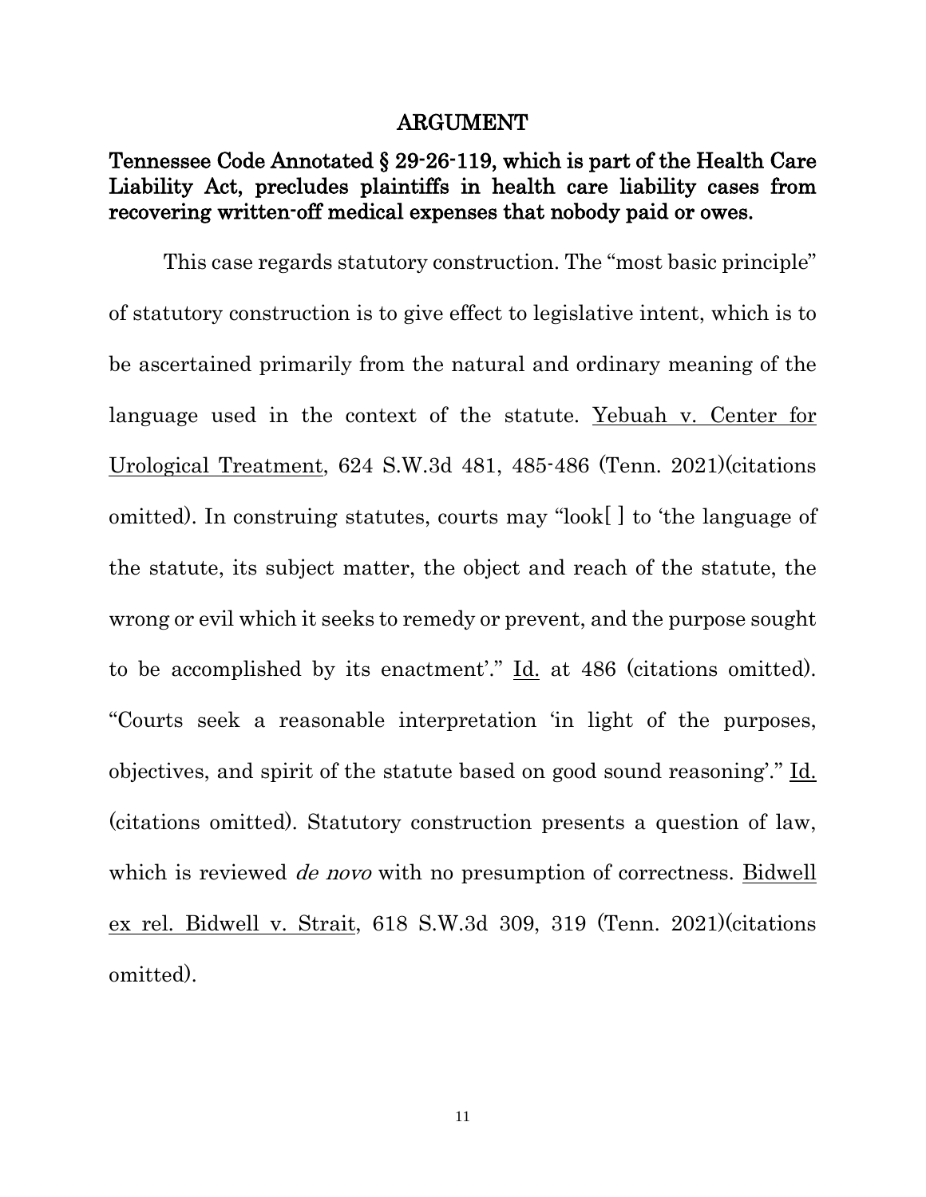# ARGUMENT

## Tennessee Code Annotated § 29-26-119, which is part of the Health Care Liability Act, precludes plaintiffs in health care liability cases from recovering written-off medical expenses that nobody paid or owes.

This case regards statutory construction. The "most basic principle" of statutory construction is to give effect to legislative intent, which is to be ascertained primarily from the natural and ordinary meaning of the language used in the context of the statute. <u>Yebuah v. Center for Urological Treatment</u>, 624 S.W.3d 481, 485-486 (Tenn. 2021)(citations omitted). In construing statutes, courts may "look[ ] to 'the language of the statute, its subject matter, the object and reach of the statute, the wrong or evil which it seeks to remedy or prevent, and the purpose sought to be accomplished by its enactment'." <u>Id.</u> at 486 (citations omitted). "Courts seek a reasonable interpretation 'in light of the purposes, objectives, and spirit of the statute based on good sound reasoning'." <u>Id.</u> (citations omitted). Statutory construction presents a question of law, which is reviewed *de novo* with no presumption of correctness. <u>Bidwell ex rel. Bidwell v. Strait</u>, 618 S.W.3d 309, 319 (Tenn. 2021)(citations omitted).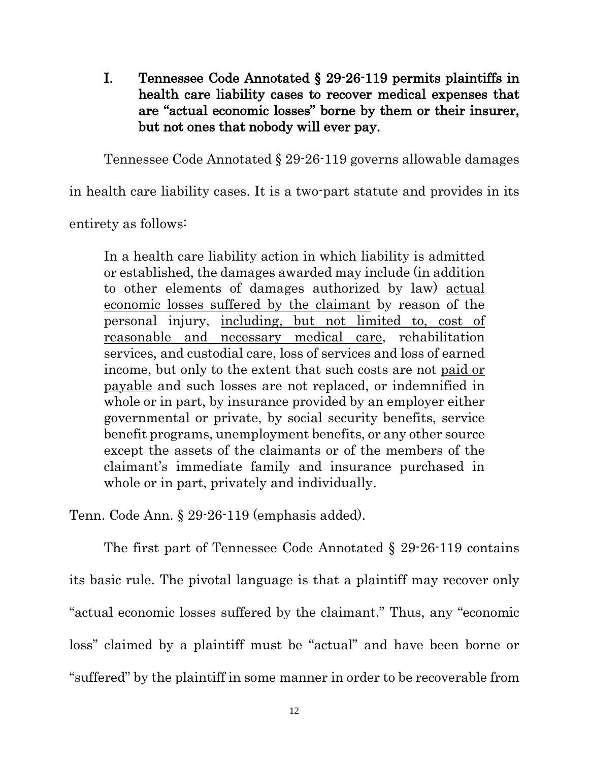## I. Tennessee Code Annotated § 29-26-119 permits plaintiffs in health care liability cases to recover medical expenses that are "actual economic losses" borne by them or their insurer, but not ones that nobody will ever pay.

Tennessee Code Annotated § 29-26-119 governs allowable damages in health care liability cases. It is a two-part statute and provides in its entirety as follows:

> In a health care liability action in which liability is admitted or established, the damages awarded may include (in addition to other elements of damages authorized by law) <u>actual economic losses suffered by the claimant</u> by reason of the personal injury, <u>including, but not limited to, cost of reasonable and necessary medical care</u>, rehabilitation services, and custodial care, loss of services and loss of earned income, but only to the extent that such costs are not <u>paid or payable</u> and such losses are not replaced, or indemnified in whole or in part, by insurance provided by an employer either governmental or private, by social security benefits, service benefit programs, unemployment benefits, or any other source except the assets of the claimants or of the members of the claimant's immediate family and insurance purchased in whole or in part, privately and individually.

Tenn. Code Ann. § 29-26-119 (emphasis added).

The first part of Tennessee Code Annotated § 29-26-119 contains its basic rule. The pivotal language is that a plaintiff may recover only "actual economic losses suffered by the claimant." Thus, any "economic loss" claimed by a plaintiff must be "actual" and have been borne or "suffered" by the plaintiff in some manner in order to be recoverable from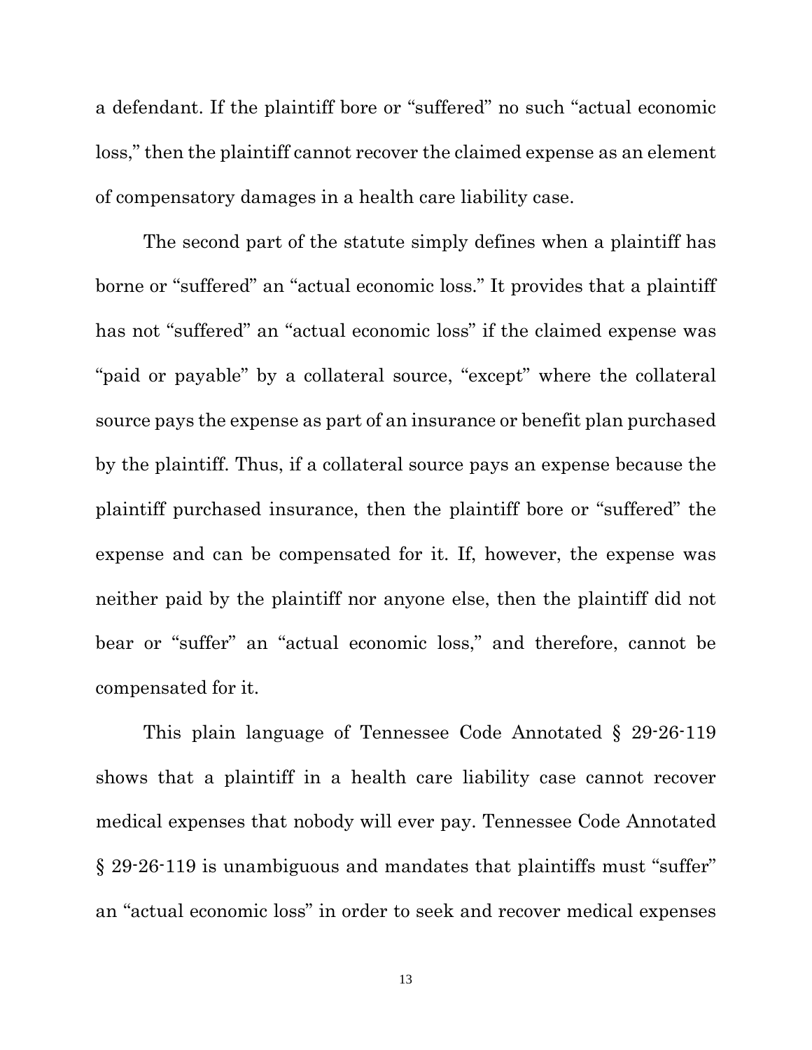a defendant. If the plaintiff bore or "suffered" no such "actual economic loss," then the plaintiff cannot recover the claimed expense as an element of compensatory damages in a health care liability case.

The second part of the statute simply defines when a plaintiff has borne or "suffered" an "actual economic loss." It provides that a plaintiff has not "suffered" an "actual economic loss" if the claimed expense was "paid or payable" by a collateral source, "except" where the collateral source pays the expense as part of an insurance or benefit plan purchased by the plaintiff. Thus, if a collateral source pays an expense because the plaintiff purchased insurance, then the plaintiff bore or "suffered" the expense and can be compensated for it. If, however, the expense was neither paid by the plaintiff nor anyone else, then the plaintiff did not bear or "suffer" an "actual economic loss," and therefore, cannot be compensated for it.

This plain language of Tennessee Code Annotated § 29-26-119 shows that a plaintiff in a health care liability case cannot recover medical expenses that nobody will ever pay. Tennessee Code Annotated § 29-26-119 is unambiguous and mandates that plaintiffs must "suffer" an "actual economic loss" in order to seek and recover medical expenses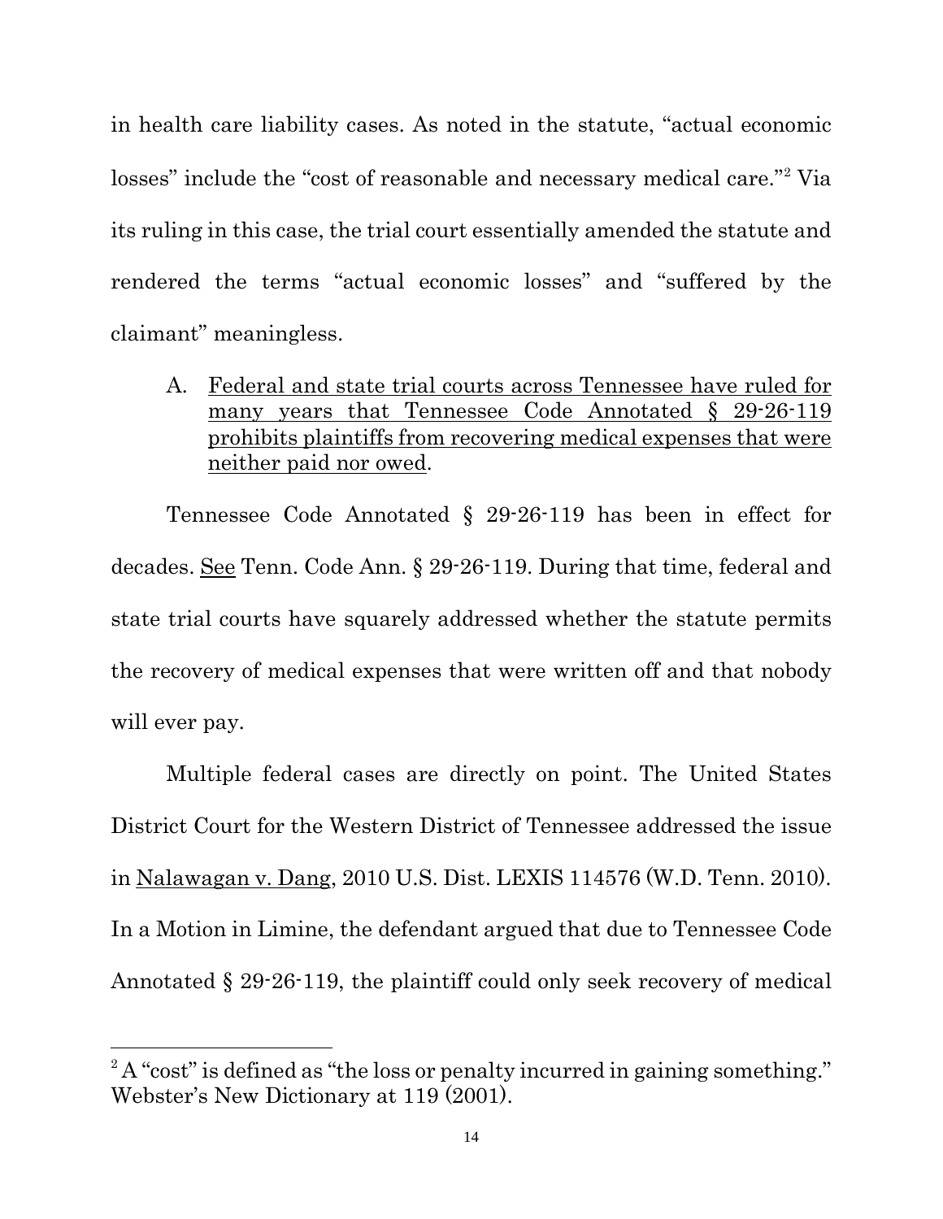in health care liability cases. As noted in the statute, "actual economic losses" include the "cost of reasonable and necessary medical care."[2] Via its ruling in this case, the trial court essentially amended the statute and rendered the terms "actual economic losses" and "suffered by the claimant" meaningless.

A. Federal and state trial courts across Tennessee have ruled for many years that Tennessee Code Annotated § 29-26-119 prohibits plaintiffs from recovering medical expenses that were neither paid nor owed.

Tennessee Code Annotated § 29-26-119 has been in effect for decades. See Tenn. Code Ann. § 29-26-119. During that time, federal and state trial courts have squarely addressed whether the statute permits the recovery of medical expenses that were written off and that nobody will ever pay.

Multiple federal cases are directly on point. The United States District Court for the Western District of Tennessee addressed the issue in Nalawagan v. Dang, 2010 U.S. Dist. LEXIS 114576 (W.D. Tenn. 2010). In a Motion in Limine, the defendant argued that due to Tennessee Code Annotated § 29-26-119, the plaintiff could only seek recovery of medical

---

[2] A "cost" is defined as "the loss or penalty incurred in gaining something." Webster's New Dictionary at 119 (2001).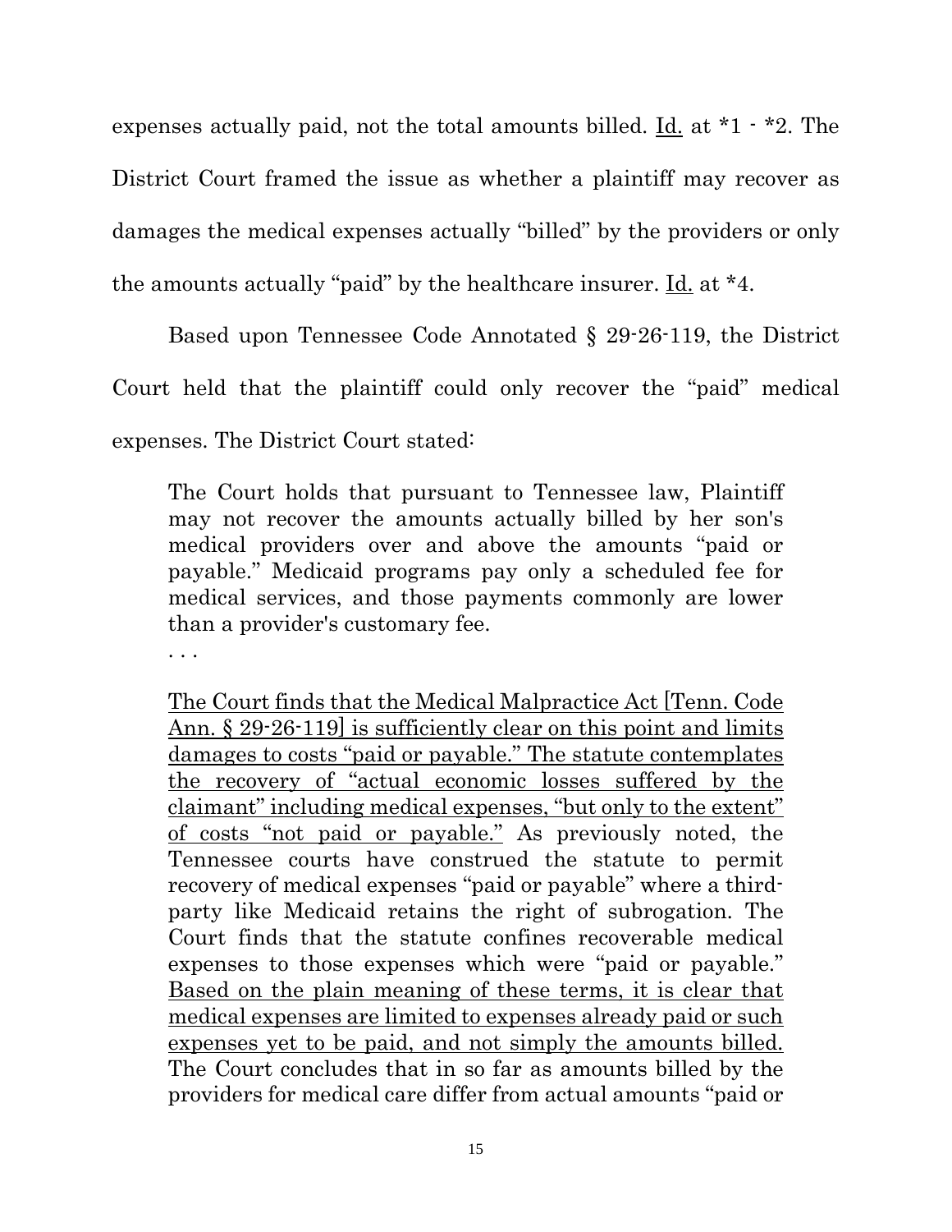expenses actually paid, not the total amounts billed. Id. at *1 - *2. The District Court framed the issue as whether a plaintiff may recover as damages the medical expenses actually "billed" by the providers or only the amounts actually "paid" by the healthcare insurer. Id. at *4.

Based upon Tennessee Code Annotated § 29-26-119, the District Court held that the plaintiff could only recover the "paid" medical expenses. The District Court stated:

> The Court holds that pursuant to Tennessee law, Plaintiff may not recover the amounts actually billed by her son's medical providers over and above the amounts "paid or payable." Medicaid programs pay only a scheduled fee for medical services, and those payments commonly are lower than a provider's customary fee.
>
> . . .
>
> The Court finds that the Medical Malpractice Act [Tenn. Code Ann. § 29-26-119] is sufficiently clear on this point and limits damages to costs "paid or payable." The statute contemplates the recovery of "actual economic losses suffered by the claimant" including medical expenses, "but only to the extent" of costs "not paid or payable." As previously noted, the Tennessee courts have construed the statute to permit recovery of medical expenses "paid or payable" where a third-party like Medicaid retains the right of subrogation. The Court finds that the statute confines recoverable medical expenses to those expenses which were "paid or payable." Based on the plain meaning of these terms, it is clear that medical expenses are limited to expenses already paid or such expenses yet to be paid, and not simply the amounts billed. The Court concludes that in so far as amounts billed by the providers for medical care differ from actual amounts "paid or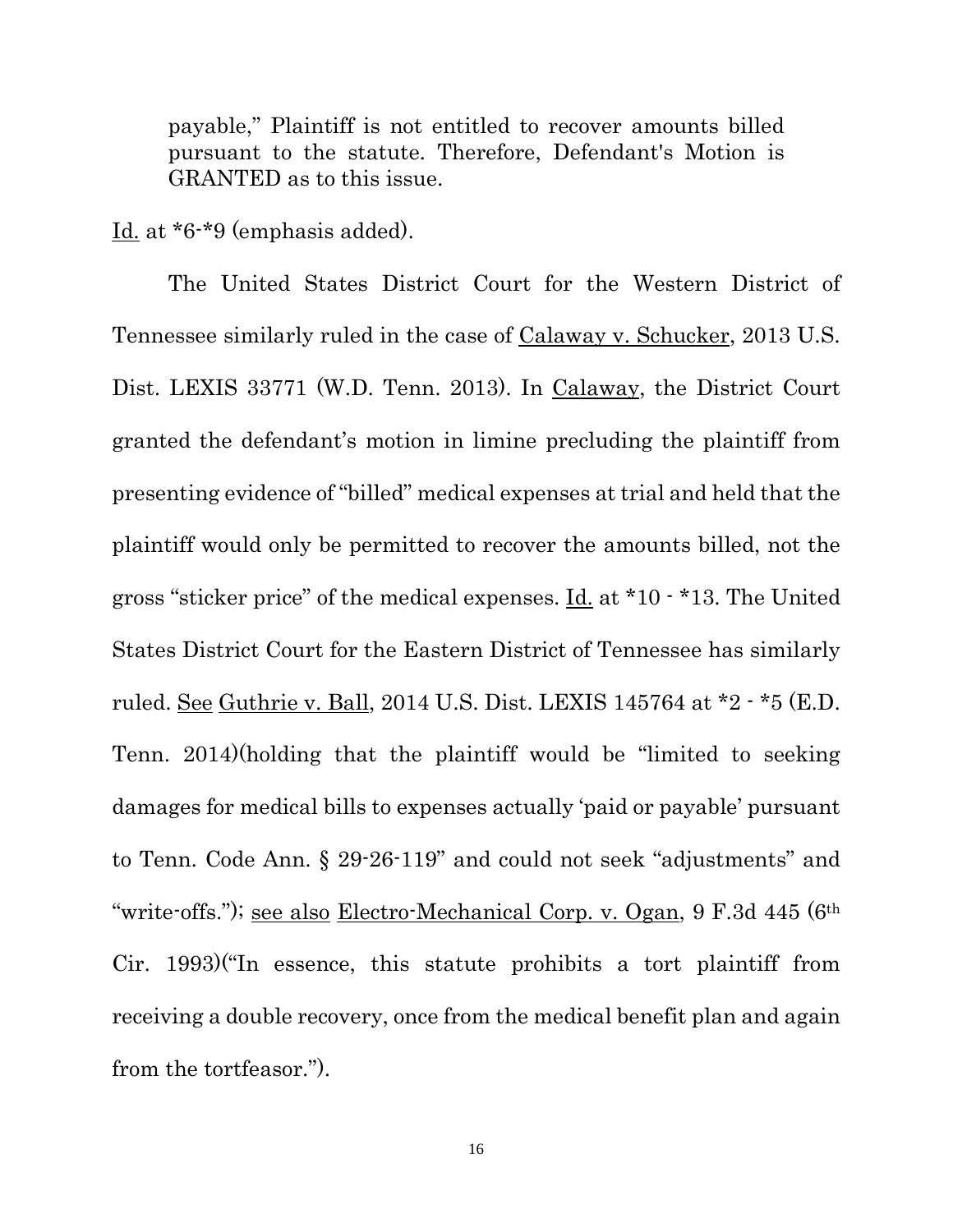> payable," Plaintiff is not entitled to recover amounts billed pursuant to the statute. Therefore, Defendant's Motion is GRANTED as to this issue.

Id. at *6-*9 (emphasis added).

The United States District Court for the Western District of Tennessee similarly ruled in the case of Calaway v. Schucker, 2013 U.S. Dist. LEXIS 33771 (W.D. Tenn. 2013). In Calaway, the District Court granted the defendant's motion in limine precluding the plaintiff from presenting evidence of "billed" medical expenses at trial and held that the plaintiff would only be permitted to recover the amounts billed, not the gross "sticker price" of the medical expenses. Id. at *10 - *13. The United States District Court for the Eastern District of Tennessee has similarly ruled. See Guthrie v. Ball, 2014 U.S. Dist. LEXIS 145764 at *2 - *5 (E.D. Tenn. 2014)(holding that the plaintiff would be "limited to seeking damages for medical bills to expenses actually 'paid or payable' pursuant to Tenn. Code Ann. § 29-26-119" and could not seek "adjustments" and "write-offs."); see also Electro-Mechanical Corp. v. Ogan, 9 F.3d 445 (6th Cir. 1993)("In essence, this statute prohibits a tort plaintiff from receiving a double recovery, once from the medical benefit plan and again from the tortfeasor.").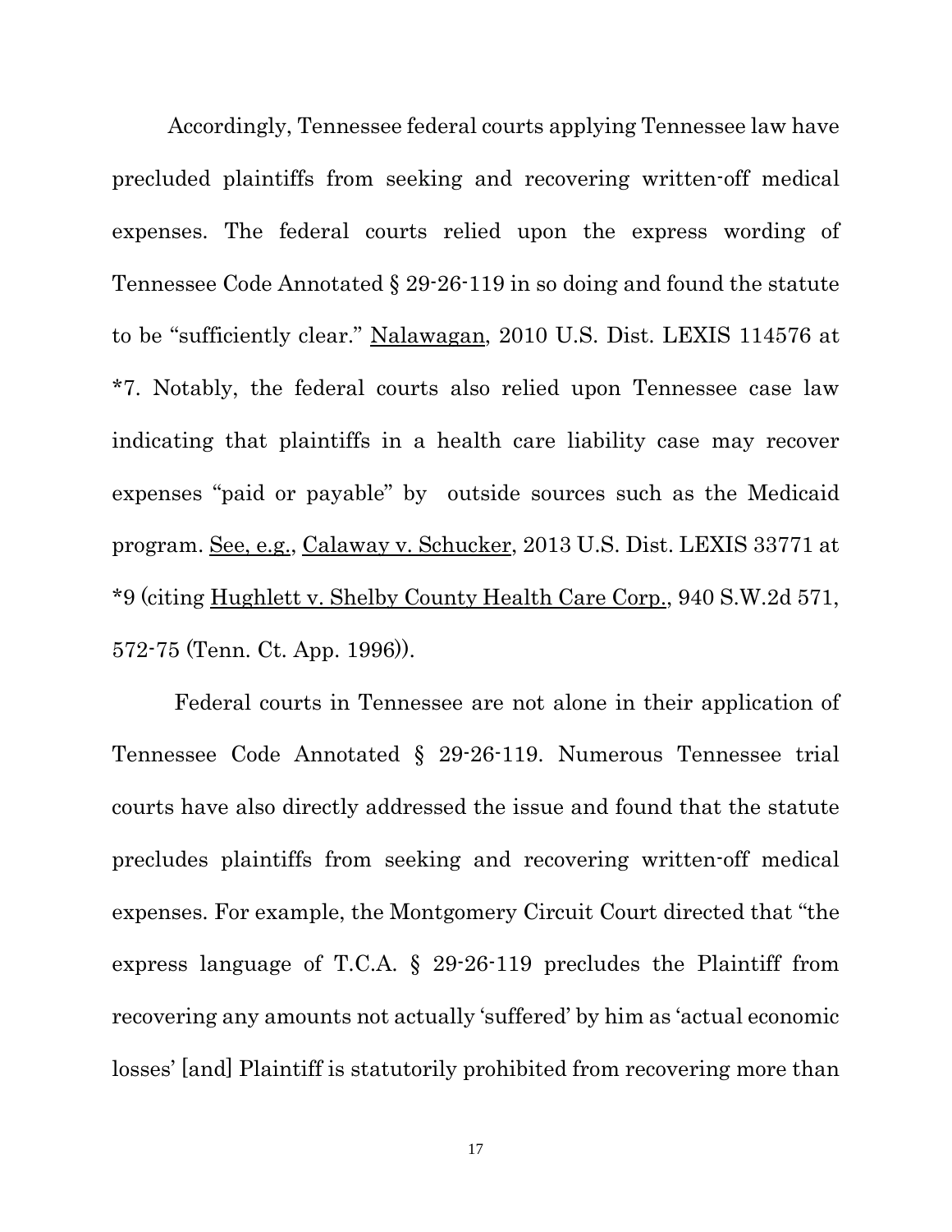Accordingly, Tennessee federal courts applying Tennessee law have precluded plaintiffs from seeking and recovering written-off medical expenses. The federal courts relied upon the express wording of Tennessee Code Annotated § 29-26-119 in so doing and found the statute to be "sufficiently clear." Nalawagan, 2010 U.S. Dist. LEXIS 114576 at *7. Notably, the federal courts also relied upon Tennessee case law indicating that plaintiffs in a health care liability case may recover expenses "paid or payable" by outside sources such as the Medicaid program. See, e.g., Calaway v. Schucker, 2013 U.S. Dist. LEXIS 33771 at *9 (citing Hughlett v. Shelby County Health Care Corp., 940 S.W.2d 571, 572-75 (Tenn. Ct. App. 1996)).

Federal courts in Tennessee are not alone in their application of Tennessee Code Annotated § 29-26-119. Numerous Tennessee trial courts have also directly addressed the issue and found that the statute precludes plaintiffs from seeking and recovering written-off medical expenses. For example, the Montgomery Circuit Court directed that "the express language of T.C.A. § 29-26-119 precludes the Plaintiff from recovering any amounts not actually 'suffered' by him as 'actual economic losses' [and] Plaintiff is statutorily prohibited from recovering more than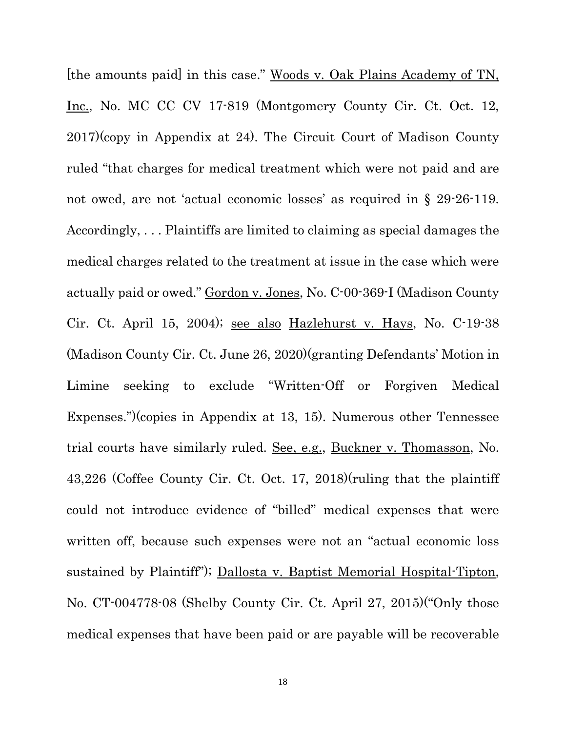[the amounts paid] in this case." Woods v. Oak Plains Academy of TN, Inc., No. MC CC CV 17-819 (Montgomery County Cir. Ct. Oct. 12, 2017)(copy in Appendix at 24). The Circuit Court of Madison County ruled "that charges for medical treatment which were not paid and are not owed, are not 'actual economic losses' as required in § 29-26-119. Accordingly, . . . Plaintiffs are limited to claiming as special damages the medical charges related to the treatment at issue in the case which were actually paid or owed." Gordon v. Jones, No. C-00-369-I (Madison County Cir. Ct. April 15, 2004); see also Hazlehurst v. Hays, No. C-19-38 (Madison County Cir. Ct. June 26, 2020)(granting Defendants' Motion in Limine seeking to exclude "Written-Off or Forgiven Medical Expenses.")(copies in Appendix at 13, 15). Numerous other Tennessee trial courts have similarly ruled. See, e.g., Buckner v. Thomasson, No. 43,226 (Coffee County Cir. Ct. Oct. 17, 2018)(ruling that the plaintiff could not introduce evidence of "billed" medical expenses that were written off, because such expenses were not an "actual economic loss sustained by Plaintiff"); Dallosta v. Baptist Memorial Hospital-Tipton, No. CT-004778-08 (Shelby County Cir. Ct. April 27, 2015)("Only those medical expenses that have been paid or are payable will be recoverable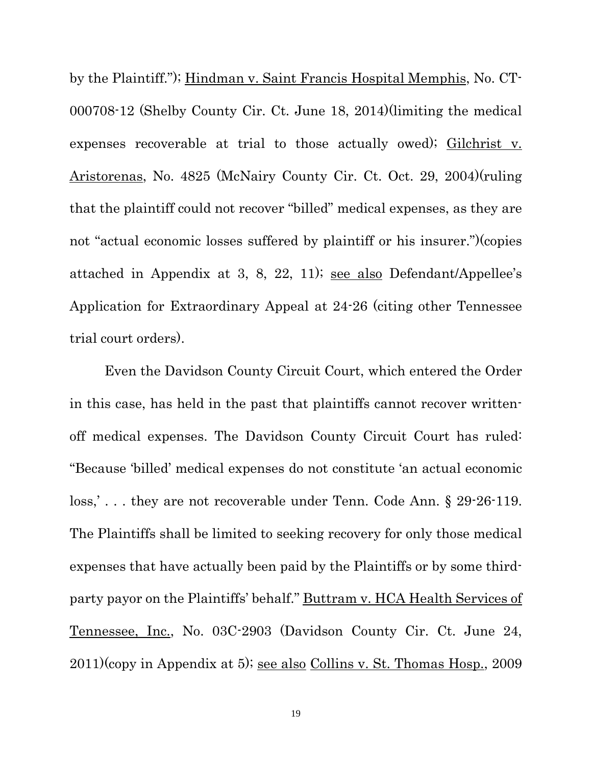by the Plaintiff."); Hindman v. Saint Francis Hospital Memphis, No. CT-000708-12 (Shelby County Cir. Ct. June 18, 2014)(limiting the medical expenses recoverable at trial to those actually owed); Gilchrist v. Aristorenas, No. 4825 (McNairy County Cir. Ct. Oct. 29, 2004)(ruling that the plaintiff could not recover "billed" medical expenses, as they are not "actual economic losses suffered by plaintiff or his insurer.")(copies attached in Appendix at 3, 8, 22, 11); see also Defendant/Appellee's Application for Extraordinary Appeal at 24-26 (citing other Tennessee trial court orders).

Even the Davidson County Circuit Court, which entered the Order in this case, has held in the past that plaintiffs cannot recover written-off medical expenses. The Davidson County Circuit Court has ruled: "Because 'billed' medical expenses do not constitute 'an actual economic loss,' . . . they are not recoverable under Tenn. Code Ann. § 29-26-119. The Plaintiffs shall be limited to seeking recovery for only those medical expenses that have actually been paid by the Plaintiffs or by some third-party payor on the Plaintiffs' behalf." Buttram v. HCA Health Services of Tennessee, Inc., No. 03C-2903 (Davidson County Cir. Ct. June 24, 2011)(copy in Appendix at 5); see also Collins v. St. Thomas Hosp., 2009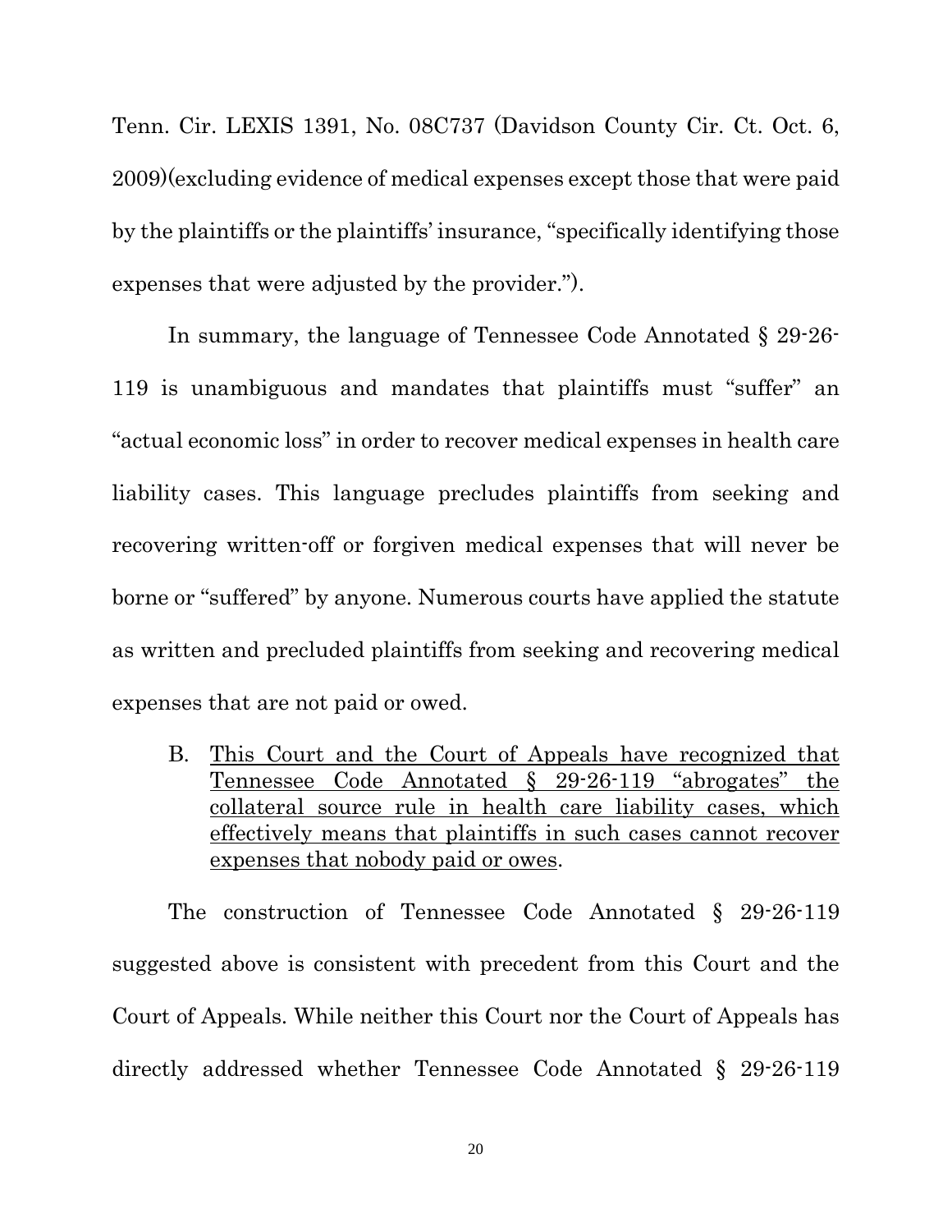Tenn. Cir. LEXIS 1391, No. 08C737 (Davidson County Cir. Ct. Oct. 6, 2009)(excluding evidence of medical expenses except those that were paid by the plaintiffs or the plaintiffs' insurance, "specifically identifying those expenses that were adjusted by the provider.").

In summary, the language of Tennessee Code Annotated § 29-26-119 is unambiguous and mandates that plaintiffs must "suffer" an "actual economic loss" in order to recover medical expenses in health care liability cases. This language precludes plaintiffs from seeking and recovering written-off or forgiven medical expenses that will never be borne or "suffered" by anyone. Numerous courts have applied the statute as written and precluded plaintiffs from seeking and recovering medical expenses that are not paid or owed.

B. <u>This Court and the Court of Appeals have recognized that Tennessee Code Annotated § 29-26-119 "abrogates" the collateral source rule in health care liability cases, which effectively means that plaintiffs in such cases cannot recover expenses that nobody paid or owes</u>.

The construction of Tennessee Code Annotated § 29-26-119 suggested above is consistent with precedent from this Court and the Court of Appeals. While neither this Court nor the Court of Appeals has directly addressed whether Tennessee Code Annotated § 29-26-119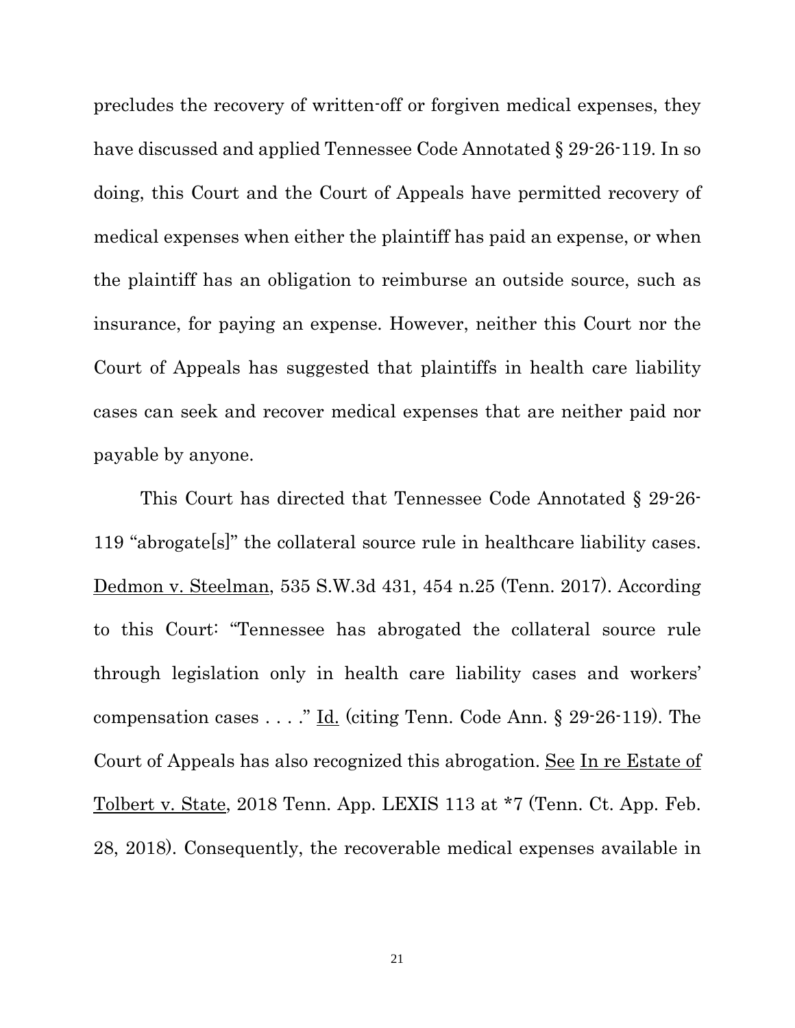precludes the recovery of written-off or forgiven medical expenses, they have discussed and applied Tennessee Code Annotated § 29-26-119. In so doing, this Court and the Court of Appeals have permitted recovery of medical expenses when either the plaintiff has paid an expense, or when the plaintiff has an obligation to reimburse an outside source, such as insurance, for paying an expense. However, neither this Court nor the Court of Appeals has suggested that plaintiffs in health care liability cases can seek and recover medical expenses that are neither paid nor payable by anyone.

This Court has directed that Tennessee Code Annotated § 29-26-119 "abrogate[s]" the collateral source rule in healthcare liability cases. Dedmon v. Steelman, 535 S.W.3d 431, 454 n.25 (Tenn. 2017). According to this Court: "Tennessee has abrogated the collateral source rule through legislation only in health care liability cases and workers' compensation cases . . . ." Id. (citing Tenn. Code Ann. § 29-26-119). The Court of Appeals has also recognized this abrogation. See In re Estate of Tolbert v. State, 2018 Tenn. App. LEXIS 113 at *7 (Tenn. Ct. App. Feb. 28, 2018). Consequently, the recoverable medical expenses available in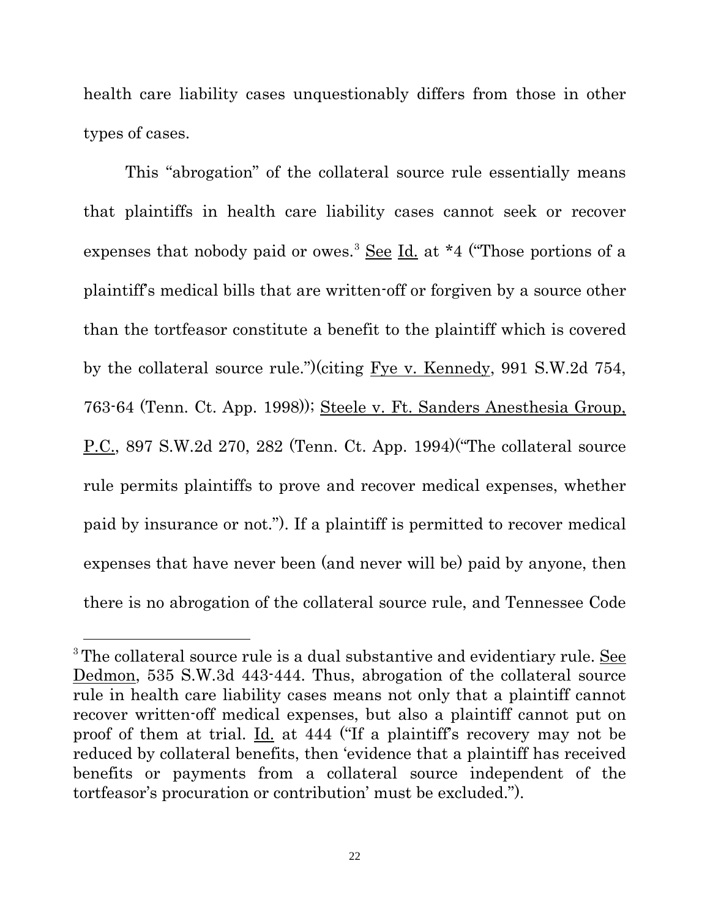health care liability cases unquestionably differs from those in other types of cases.

This "abrogation" of the collateral source rule essentially means that plaintiffs in health care liability cases cannot seek or recover expenses that nobody paid or owes.[3] See Id. at *4 ("Those portions of a plaintiff's medical bills that are written-off or forgiven by a source other than the tortfeasor constitute a benefit to the plaintiff which is covered by the collateral source rule.")(citing Fye v. Kennedy, 991 S.W.2d 754, 763-64 (Tenn. Ct. App. 1998)); Steele v. Ft. Sanders Anesthesia Group, P.C., 897 S.W.2d 270, 282 (Tenn. Ct. App. 1994)("The collateral source rule permits plaintiffs to prove and recover medical expenses, whether paid by insurance or not."). If a plaintiff is permitted to recover medical expenses that have never been (and never will be) paid by anyone, then there is no abrogation of the collateral source rule, and Tennessee Code

---

[3] The collateral source rule is a dual substantive and evidentiary rule. See Dedmon, 535 S.W.3d 443-444. Thus, abrogation of the collateral source rule in health care liability cases means not only that a plaintiff cannot recover written-off medical expenses, but also a plaintiff cannot put on proof of them at trial. Id. at 444 ("If a plaintiff's recovery may not be reduced by collateral benefits, then 'evidence that a plaintiff has received benefits or payments from a collateral source independent of the tortfeasor's procuration or contribution' must be excluded.").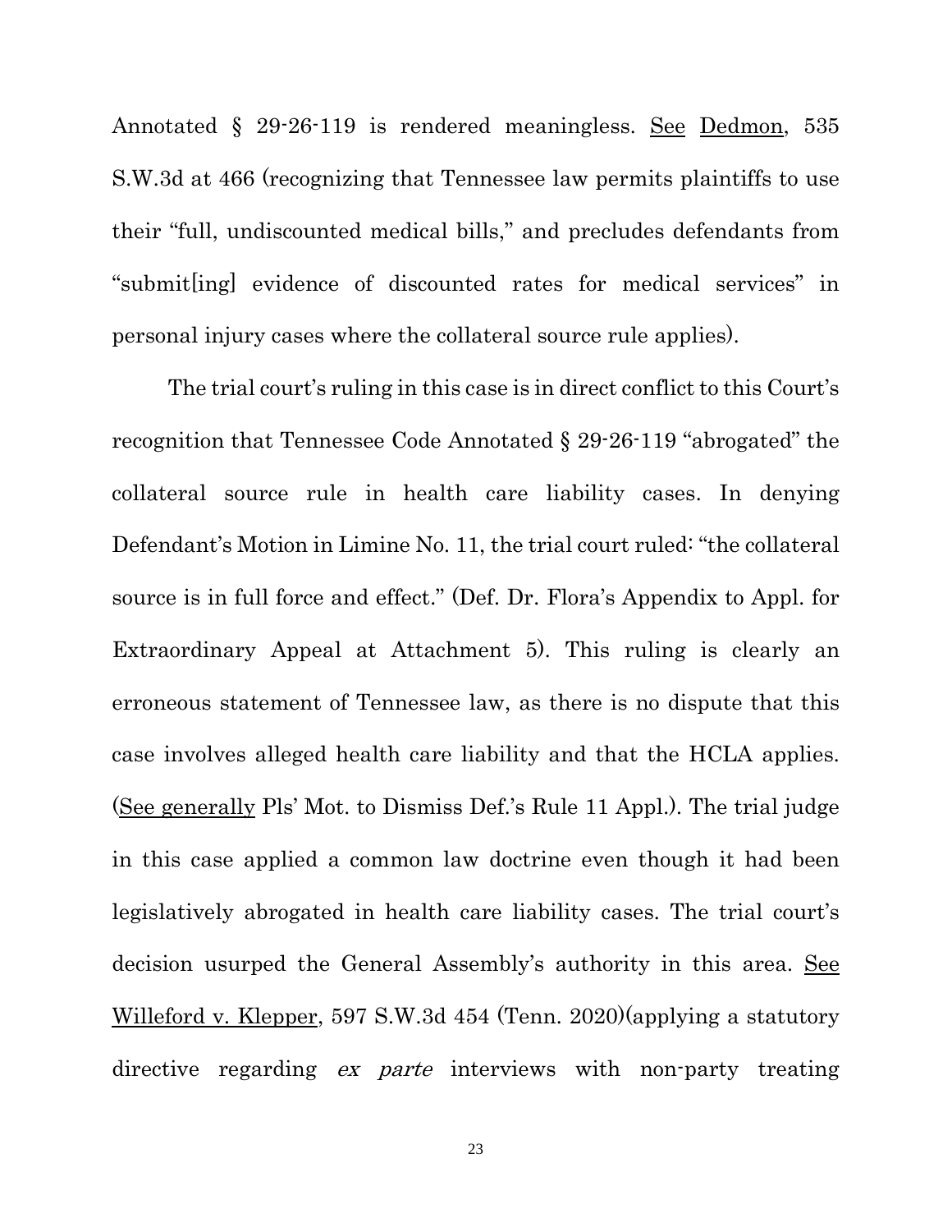Annotated § 29-26-119 is rendered meaningless. See Dedmon, 535 S.W.3d at 466 (recognizing that Tennessee law permits plaintiffs to use their "full, undiscounted medical bills," and precludes defendants from "submit[ing] evidence of discounted rates for medical services" in personal injury cases where the collateral source rule applies).

The trial court's ruling in this case is in direct conflict to this Court's recognition that Tennessee Code Annotated § 29-26-119 "abrogated" the collateral source rule in health care liability cases. In denying Defendant's Motion in Limine No. 11, the trial court ruled: "the collateral source is in full force and effect." (Def. Dr. Flora's Appendix to Appl. for Extraordinary Appeal at Attachment 5). This ruling is clearly an erroneous statement of Tennessee law, as there is no dispute that this case involves alleged health care liability and that the HCLA applies. (See generally Pls' Mot. to Dismiss Def.'s Rule 11 Appl.). The trial judge in this case applied a common law doctrine even though it had been legislatively abrogated in health care liability cases. The trial court's decision usurped the General Assembly's authority in this area. See Willeford v. Klepper, 597 S.W.3d 454 (Tenn. 2020)(applying a statutory directive regarding *ex parte* interviews with non-party treating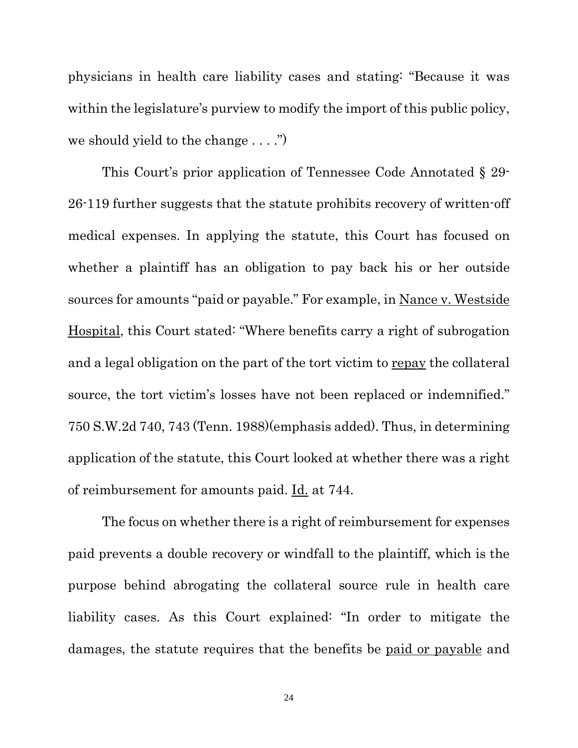physicians in health care liability cases and stating: "Because it was within the legislature's purview to modify the import of this public policy, we should yield to the change . . . .")

This Court's prior application of Tennessee Code Annotated § 29-26-119 further suggests that the statute prohibits recovery of written-off medical expenses. In applying the statute, this Court has focused on whether a plaintiff has an obligation to pay back his or her outside sources for amounts "paid or payable." For example, in Nance v. Westside Hospital, this Court stated: "Where benefits carry a right of subrogation and a legal obligation on the part of the tort victim to repay the collateral source, the tort victim's losses have not been replaced or indemnified." 750 S.W.2d 740, 743 (Tenn. 1988)(emphasis added). Thus, in determining application of the statute, this Court looked at whether there was a right of reimbursement for amounts paid. Id. at 744.

The focus on whether there is a right of reimbursement for expenses paid prevents a double recovery or windfall to the plaintiff, which is the purpose behind abrogating the collateral source rule in health care liability cases. As this Court explained: "In order to mitigate the damages, the statute requires that the benefits be paid or payable and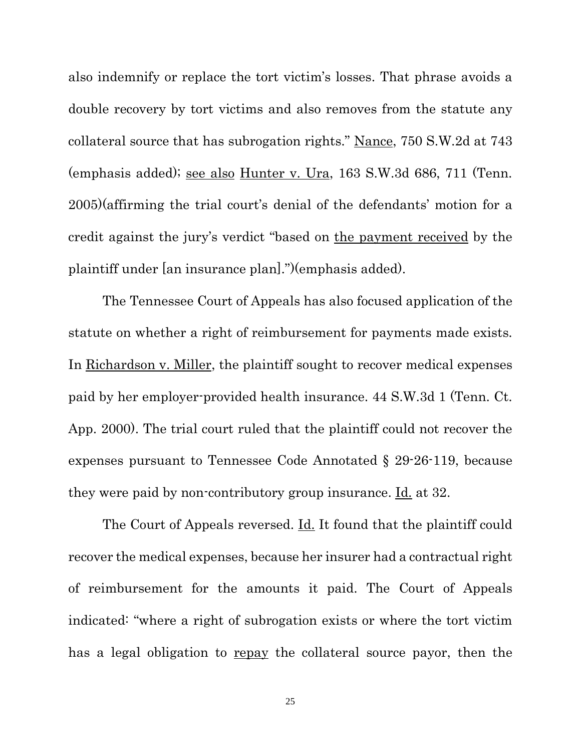also indemnify or replace the tort victim's losses. That phrase avoids a double recovery by tort victims and also removes from the statute any collateral source that has subrogation rights." Nance, 750 S.W.2d at 743 (emphasis added); see also Hunter v. Ura, 163 S.W.3d 686, 711 (Tenn. 2005)(affirming the trial court's denial of the defendants' motion for a credit against the jury's verdict "based on the payment received by the plaintiff under [an insurance plan].")(emphasis added).

The Tennessee Court of Appeals has also focused application of the statute on whether a right of reimbursement for payments made exists. In Richardson v. Miller, the plaintiff sought to recover medical expenses paid by her employer-provided health insurance. 44 S.W.3d 1 (Tenn. Ct. App. 2000). The trial court ruled that the plaintiff could not recover the expenses pursuant to Tennessee Code Annotated § 29-26-119, because they were paid by non-contributory group insurance. Id. at 32.

The Court of Appeals reversed. Id. It found that the plaintiff could recover the medical expenses, because her insurer had a contractual right of reimbursement for the amounts it paid. The Court of Appeals indicated: "where a right of subrogation exists or where the tort victim has a legal obligation to repay the collateral source payor, then the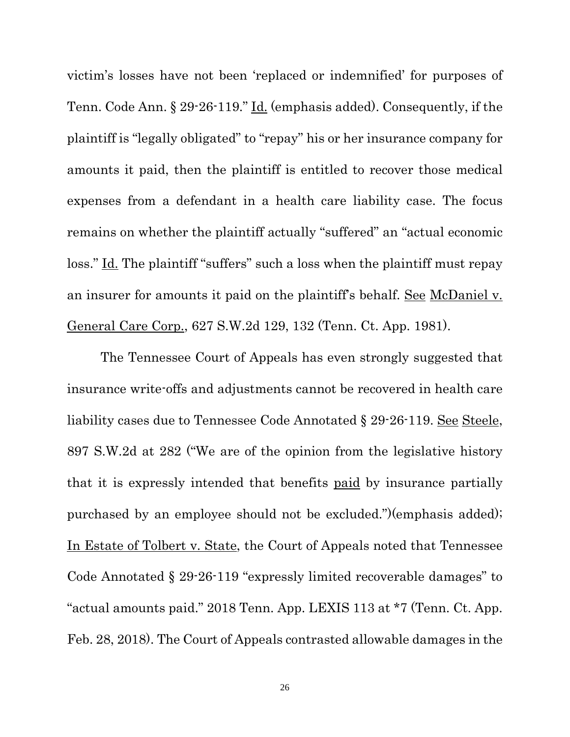victim's losses have not been 'replaced or indemnified' for purposes of Tenn. Code Ann. § 29-26-119." Id. (emphasis added). Consequently, if the plaintiff is "legally obligated" to "repay" his or her insurance company for amounts it paid, then the plaintiff is entitled to recover those medical expenses from a defendant in a health care liability case. The focus remains on whether the plaintiff actually "suffered" an "actual economic loss." Id. The plaintiff "suffers" such a loss when the plaintiff must repay an insurer for amounts it paid on the plaintiff's behalf. See McDaniel v. General Care Corp., 627 S.W.2d 129, 132 (Tenn. Ct. App. 1981).

The Tennessee Court of Appeals has even strongly suggested that insurance write-offs and adjustments cannot be recovered in health care liability cases due to Tennessee Code Annotated § 29-26-119. See Steele, 897 S.W.2d at 282 ("We are of the opinion from the legislative history that it is expressly intended that benefits paid by insurance partially purchased by an employee should not be excluded.")(emphasis added); In Estate of Tolbert v. State, the Court of Appeals noted that Tennessee Code Annotated § 29-26-119 "expressly limited recoverable damages" to "actual amounts paid." 2018 Tenn. App. LEXIS 113 at *7 (Tenn. Ct. App. Feb. 28, 2018). The Court of Appeals contrasted allowable damages in the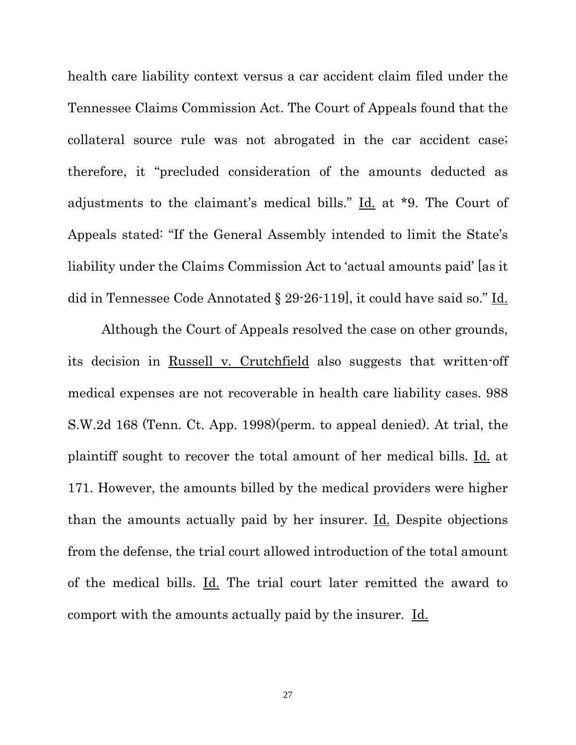health care liability context versus a car accident claim filed under the Tennessee Claims Commission Act. The Court of Appeals found that the collateral source rule was not abrogated in the car accident case; therefore, it "precluded consideration of the amounts deducted as adjustments to the claimant's medical bills." Id. at *9. The Court of Appeals stated: "If the General Assembly intended to limit the State's liability under the Claims Commission Act to 'actual amounts paid' [as it did in Tennessee Code Annotated § 29-26-119], it could have said so." Id.

Although the Court of Appeals resolved the case on other grounds, its decision in Russell v. Crutchfield also suggests that written-off medical expenses are not recoverable in health care liability cases. 988 S.W.2d 168 (Tenn. Ct. App. 1998)(perm. to appeal denied). At trial, the plaintiff sought to recover the total amount of her medical bills. Id. at 171. However, the amounts billed by the medical providers were higher than the amounts actually paid by her insurer. Id. Despite objections from the defense, the trial court allowed introduction of the total amount of the medical bills. Id. The trial court later remitted the award to comport with the amounts actually paid by the insurer. Id.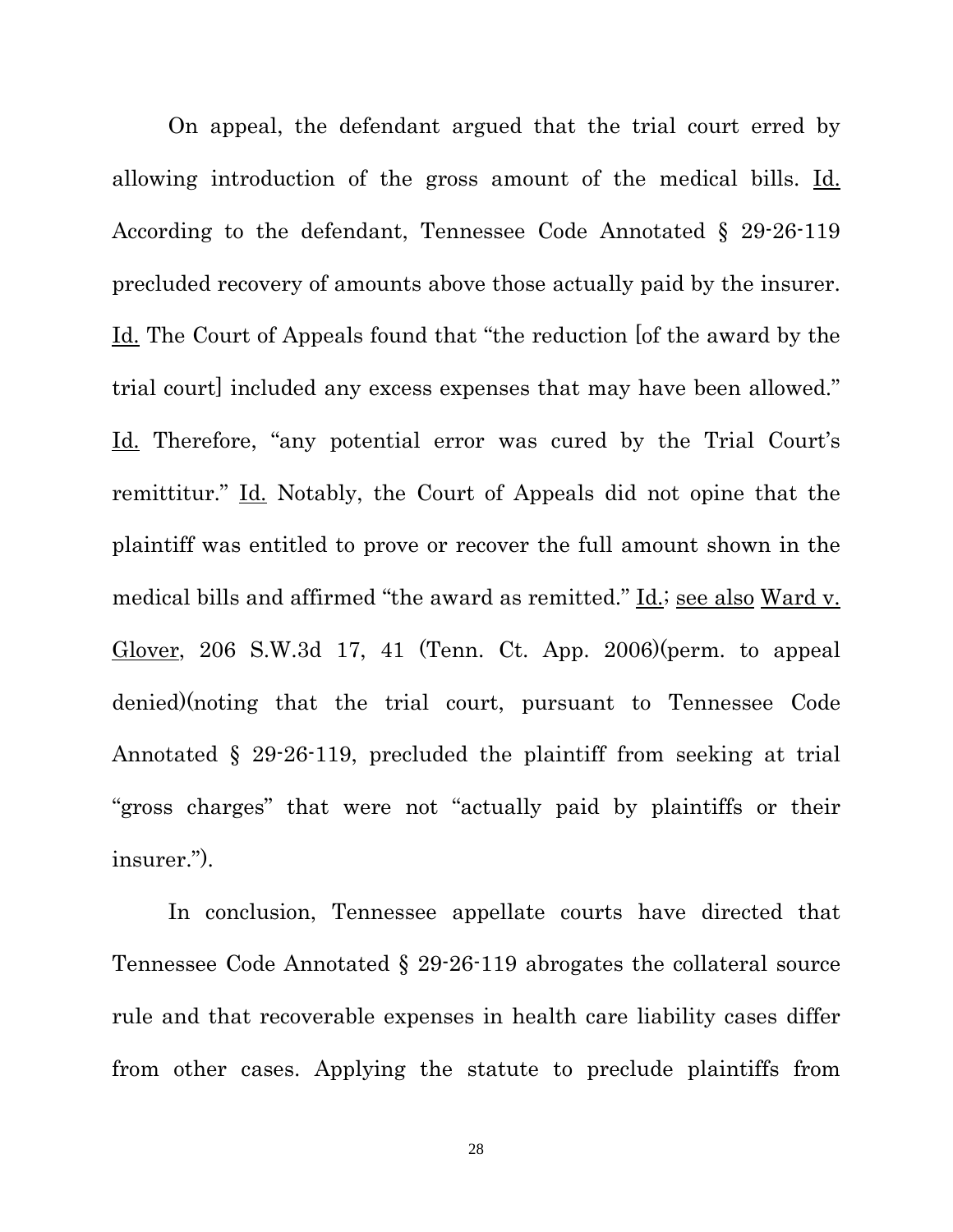On appeal, the defendant argued that the trial court erred by allowing introduction of the gross amount of the medical bills. Id. According to the defendant, Tennessee Code Annotated § 29-26-119 precluded recovery of amounts above those actually paid by the insurer. Id. The Court of Appeals found that "the reduction [of the award by the trial court] included any excess expenses that may have been allowed." Id. Therefore, "any potential error was cured by the Trial Court's remittitur." Id. Notably, the Court of Appeals did not opine that the plaintiff was entitled to prove or recover the full amount shown in the medical bills and affirmed "the award as remitted." Id.; see also Ward v. Glover, 206 S.W.3d 17, 41 (Tenn. Ct. App. 2006)(perm. to appeal denied)(noting that the trial court, pursuant to Tennessee Code Annotated § 29-26-119, precluded the plaintiff from seeking at trial "gross charges" that were not "actually paid by plaintiffs or their insurer.").

In conclusion, Tennessee appellate courts have directed that Tennessee Code Annotated § 29-26-119 abrogates the collateral source rule and that recoverable expenses in health care liability cases differ from other cases. Applying the statute to preclude plaintiffs from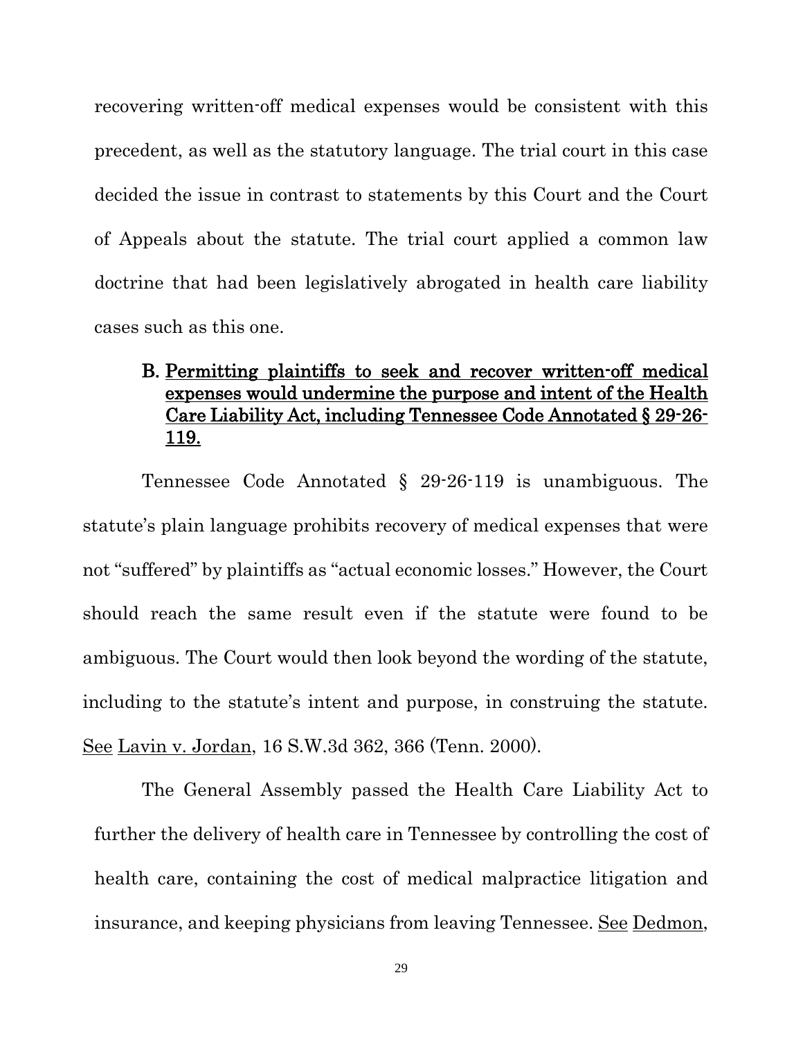recovering written-off medical expenses would be consistent with this precedent, as well as the statutory language. The trial court in this case decided the issue in contrast to statements by this Court and the Court of Appeals about the statute. The trial court applied a common law doctrine that had been legislatively abrogated in health care liability cases such as this one.

### B. Permitting plaintiffs to seek and recover written-off medical expenses would undermine the purpose and intent of the Health Care Liability Act, including Tennessee Code Annotated § 29-26-119.

Tennessee Code Annotated § 29-26-119 is unambiguous. The statute's plain language prohibits recovery of medical expenses that were not "suffered" by plaintiffs as "actual economic losses." However, the Court should reach the same result even if the statute were found to be ambiguous. The Court would then look beyond the wording of the statute, including to the statute's intent and purpose, in construing the statute. See Lavin v. Jordan, 16 S.W.3d 362, 366 (Tenn. 2000).

The General Assembly passed the Health Care Liability Act to further the delivery of health care in Tennessee by controlling the cost of health care, containing the cost of medical malpractice litigation and insurance, and keeping physicians from leaving Tennessee. See Dedmon,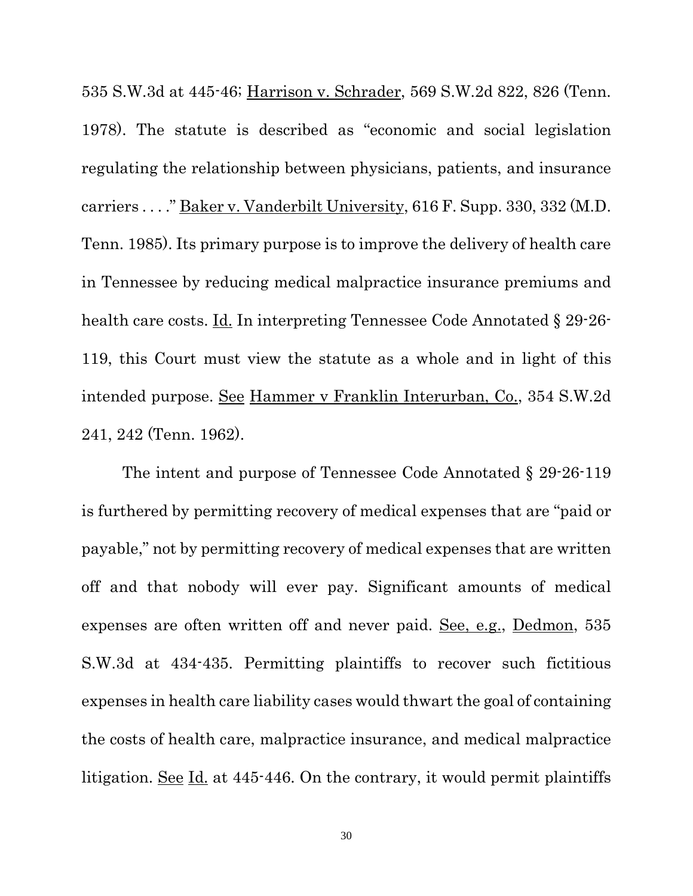535 S.W.3d at 445-46; Harrison v. Schrader, 569 S.W.2d 822, 826 (Tenn. 1978). The statute is described as "economic and social legislation regulating the relationship between physicians, patients, and insurance carriers . . . ." Baker v. Vanderbilt University, 616 F. Supp. 330, 332 (M.D. Tenn. 1985). Its primary purpose is to improve the delivery of health care in Tennessee by reducing medical malpractice insurance premiums and health care costs. Id. In interpreting Tennessee Code Annotated § 29-26-119, this Court must view the statute as a whole and in light of this intended purpose. See Hammer v Franklin Interurban, Co., 354 S.W.2d 241, 242 (Tenn. 1962).

The intent and purpose of Tennessee Code Annotated § 29-26-119 is furthered by permitting recovery of medical expenses that are "paid or payable," not by permitting recovery of medical expenses that are written off and that nobody will ever pay. Significant amounts of medical expenses are often written off and never paid. See, e.g., Dedmon, 535 S.W.3d at 434-435. Permitting plaintiffs to recover such fictitious expenses in health care liability cases would thwart the goal of containing the costs of health care, malpractice insurance, and medical malpractice litigation. See Id. at 445-446. On the contrary, it would permit plaintiffs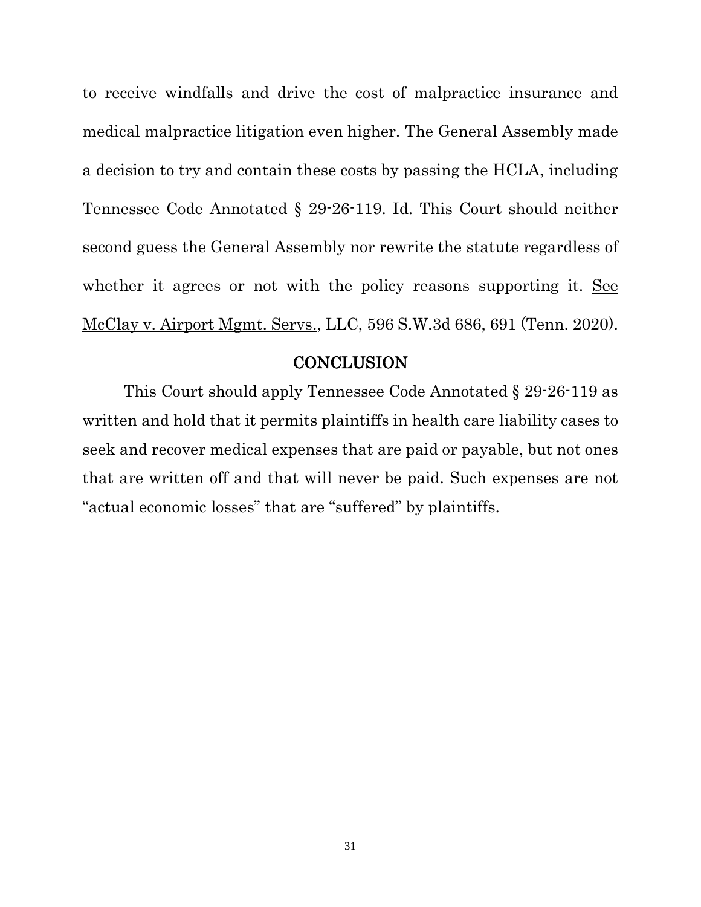to receive windfalls and drive the cost of malpractice insurance and medical malpractice litigation even higher. The General Assembly made a decision to try and contain these costs by passing the HCLA, including Tennessee Code Annotated § 29-26-119. Id. This Court should neither second guess the General Assembly nor rewrite the statute regardless of whether it agrees or not with the policy reasons supporting it. See McClay v. Airport Mgmt. Servs., LLC, 596 S.W.3d 686, 691 (Tenn. 2020).

## CONCLUSION

This Court should apply Tennessee Code Annotated § 29-26-119 as written and hold that it permits plaintiffs in health care liability cases to seek and recover medical expenses that are paid or payable, but not ones that are written off and that will never be paid. Such expenses are not "actual economic losses" that are "suffered" by plaintiffs.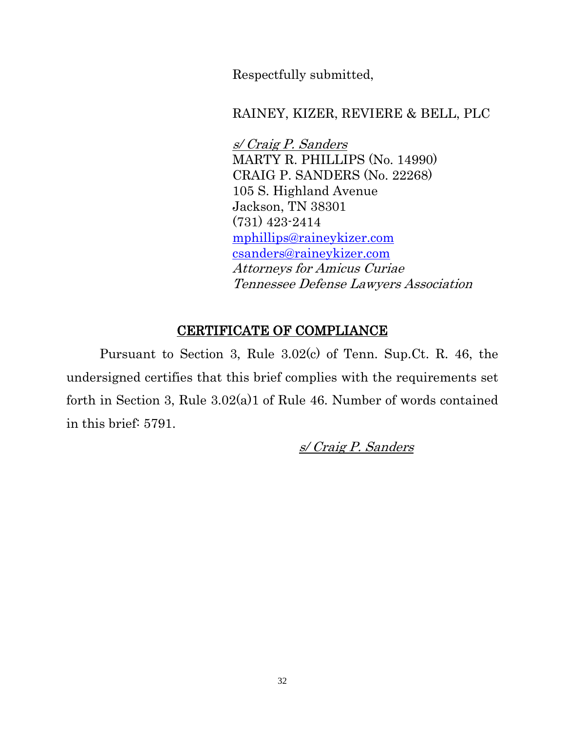Respectfully submitted,

RAINEY, KIZER, REVIERE & BELL, PLC

*s/ Craig P. Sanders*
MARTY R. PHILLIPS (No. 14990)
CRAIG P. SANDERS (No. 22268)
105 S. Highland Avenue
Jackson, TN 38301
(731) 423-2414
mphillips@raineykizer.com
csanders@raineykizer.com
*Attorneys for Amicus Curiae*
*Tennessee Defense Lawyers Association*

## CERTIFICATE OF COMPLIANCE

Pursuant to Section 3, Rule 3.02(c) of Tenn. Sup.Ct. R. 46, the undersigned certifies that this brief complies with the requirements set forth in Section 3, Rule 3.02(a)1 of Rule 46. Number of words contained in this brief: 5791.

*s/ Craig P. Sanders*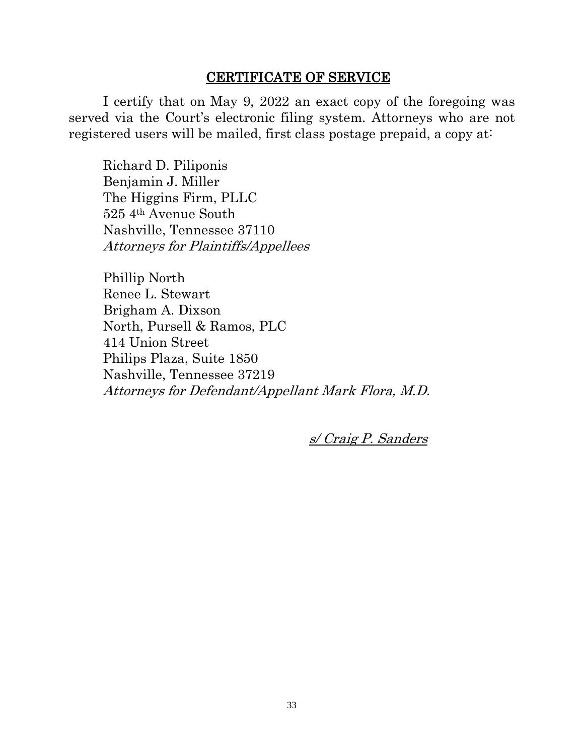## CERTIFICATE OF SERVICE

I certify that on May 9, 2022 an exact copy of the foregoing was served via the Court's electronic filing system. Attorneys who are not registered users will be mailed, first class postage prepaid, a copy at:

Richard D. Piliponis  
Benjamin J. Miller  
The Higgins Firm, PLLC  
525 4th Avenue South  
Nashville, Tennessee 37110  
*Attorneys for Plaintiffs/Appellees*

Phillip North  
Renee L. Stewart  
Brigham A. Dixson  
North, Pursell & Ramos, PLC  
414 Union Street  
Philips Plaza, Suite 1850  
Nashville, Tennessee 37219  
*Attorneys for Defendant/Appellant Mark Flora, M.D.*

*s/ Craig P. Sanders*